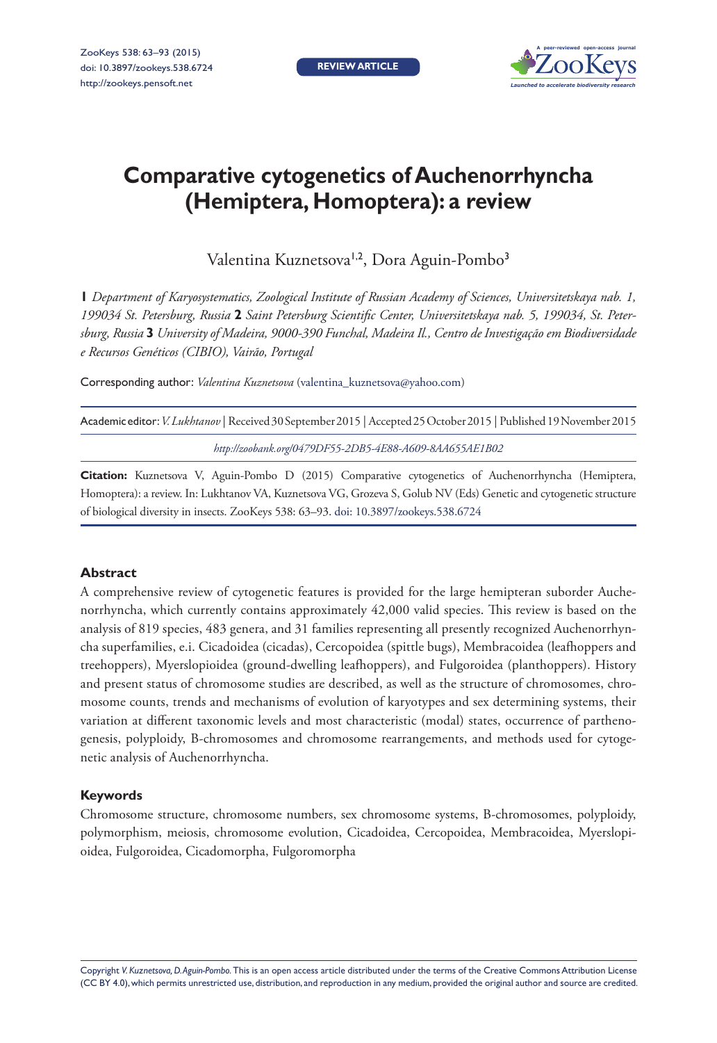# Comparative cytogenetics of Auchenorrhyncha (Hemiptera, Homoptera): a review

Valentina Kuznetsova[1,2], Dora Aguin-Pombo[3]

**1** *Department of Karyosystematics, Zoological Institute of Russian Academy of Sciences, Universitetskaya nab. 1, 199034 St. Petersburg, Russia* **2** *Saint Petersburg Scientific Center, Universitetskaya nab. 5, 199034, St. Petersburg, Russia* **3** *University of Madeira, 9000-390 Funchal, Madeira Il., Centro de Investigação em Biodiversidade e Recursos Genéticos (CIBIO), Vairão, Portugal*

Corresponding author: *Valentina Kuznetsova* (valentina_kuznetsova@yahoo.com)

Academic editor: *V. Lukhtanov* | Received 30 September 2015 | Accepted 25 October 2015 | Published 19 November 2015

*http://zoobank.org/0479DF55-2DB5-4E88-A609-8AA655AE1B02*

**Citation:** Kuznetsova V, Aguin-Pombo D (2015) Comparative cytogenetics of Auchenorrhyncha (Hemiptera, Homoptera): a review. In: Lukhtanov VA, Kuznetsova VG, Grozeva S, Golub NV (Eds) Genetic and cytogenetic structure of biological diversity in insects. ZooKeys 538: 63–93. doi: 10.3897/zookeys.538.6724

### Abstract

A comprehensive review of cytogenetic features is provided for the large hemipteran suborder Auchenorrhyncha, which currently contains approximately 42,000 valid species. This review is based on the analysis of 819 species, 483 genera, and 31 families representing all presently recognized Auchenorrhyncha superfamilies, e.i. Cicadoidea (cicadas), Cercopoidea (spittle bugs), Membracoidea (leafhoppers and treehoppers), Myerslopioidea (ground-dwelling leafhoppers), and Fulgoroidea (planthoppers). History and present status of chromosome studies are described, as well as the structure of chromosomes, chromosome counts, trends and mechanisms of evolution of karyotypes and sex determining systems, their variation at different taxonomic levels and most characteristic (modal) states, occurrence of parthenogenesis, polyploidy, B-chromosomes and chromosome rearrangements, and methods used for cytogenetic analysis of Auchenorrhyncha.

### Keywords

Chromosome structure, chromosome numbers, sex chromosome systems, B-chromosomes, polyploidy, polymorphism, meiosis, chromosome evolution, Cicadoidea, Cercopoidea, Membracoidea, Myerslopioidea, Fulgoroidea, Cicadomorpha, Fulgoromorpha

Copyright *V. Kuznetsova, D. Aguin-Pombo.* This is an open access article distributed under the terms of the Creative Commons Attribution License (CC BY 4.0), which permits unrestricted use, distribution, and reproduction in any medium, provided the original author and source are credited.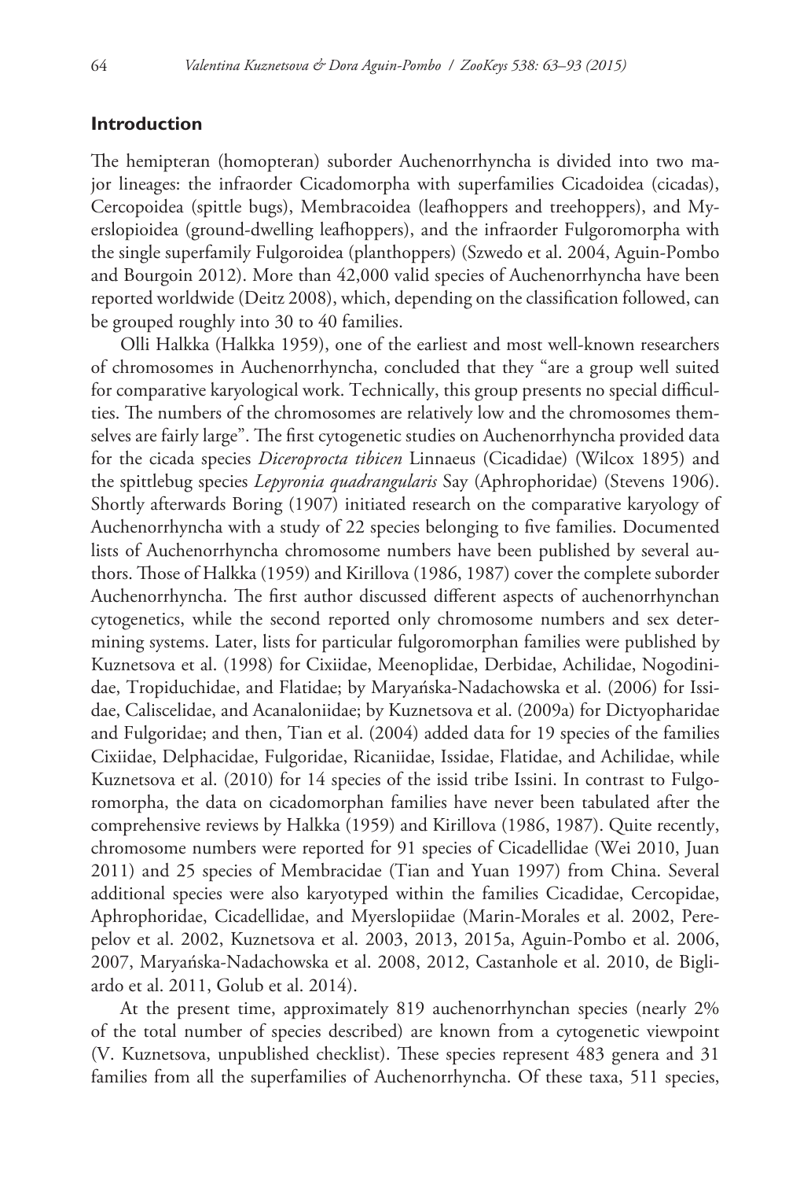## Introduction

The hemipteran (homopteran) suborder Auchenorrhyncha is divided into two major lineages: the infraorder Cicadomorpha with superfamilies Cicadoidea (cicadas), Cercopoidea (spittle bugs), Membracoidea (leafhoppers and treehoppers), and Myerslopioidea (ground-dwelling leafhoppers), and the infraorder Fulgoromorpha with the single superfamily Fulgoroidea (planthoppers) (Szwedo et al. 2004, Aguin-Pombo and Bourgoin 2012). More than 42,000 valid species of Auchenorrhyncha have been reported worldwide (Deitz 2008), which, depending on the classification followed, can be grouped roughly into 30 to 40 families.

Olli Halkka (Halkka 1959), one of the earliest and most well-known researchers of chromosomes in Auchenorrhyncha, concluded that they "are a group well suited for comparative karyological work. Technically, this group presents no special difficulties. The numbers of the chromosomes are relatively low and the chromosomes themselves are fairly large". The first cytogenetic studies on Auchenorrhyncha provided data for the cicada species *Diceroprocta tibicen* Linnaeus (Cicadidae) (Wilcox 1895) and the spittlebug species *Lepyronia quadrangularis* Say (Aphrophoridae) (Stevens 1906). Shortly afterwards Boring (1907) initiated research on the comparative karyology of Auchenorrhyncha with a study of 22 species belonging to five families. Documented lists of Auchenorrhyncha chromosome numbers have been published by several authors. Those of Halkka (1959) and Kirillova (1986, 1987) cover the complete suborder Auchenorrhyncha. The first author discussed different aspects of auchenorrhynchan cytogenetics, while the second reported only chromosome numbers and sex determining systems. Later, lists for particular fulgoromorphan families were published by Kuznetsova et al. (1998) for Cixiidae, Meenoplidae, Derbidae, Achilidae, Nogodinidae, Tropiduchidae, and Flatidae; by Maryańska-Nadachowska et al. (2006) for Issidae, Caliscelidae, and Acanaloniidae; by Kuznetsova et al. (2009a) for Dictyopharidae and Fulgoridae; and then, Tian et al. (2004) added data for 19 species of the families Cixiidae, Delphacidae, Fulgoridae, Ricaniidae, Issidae, Flatidae, and Achilidae, while Kuznetsova et al. (2010) for 14 species of the issid tribe Issini. In contrast to Fulgoromorpha, the data on cicadomorphan families have never been tabulated after the comprehensive reviews by Halkka (1959) and Kirillova (1986, 1987). Quite recently, chromosome numbers were reported for 91 species of Cicadellidae (Wei 2010, Juan 2011) and 25 species of Membracidae (Tian and Yuan 1997) from China. Several additional species were also karyotyped within the families Cicadidae, Cercopidae, Aphrophoridae, Cicadellidae, and Myerslopiidae (Marin-Morales et al. 2002, Perepelov et al. 2002, Kuznetsova et al. 2003, 2013, 2015a, Aguin-Pombo et al. 2006, 2007, Maryańska-Nadachowska et al. 2008, 2012, Castanhole et al. 2010, de Bigliardo et al. 2011, Golub et al. 2014).

At the present time, approximately 819 auchenorrhynchan species (nearly 2% of the total number of species described) are known from a cytogenetic viewpoint (V. Kuznetsova, unpublished checklist). These species represent 483 genera and 31 families from all the superfamilies of Auchenorrhyncha. Of these taxa, 511 species,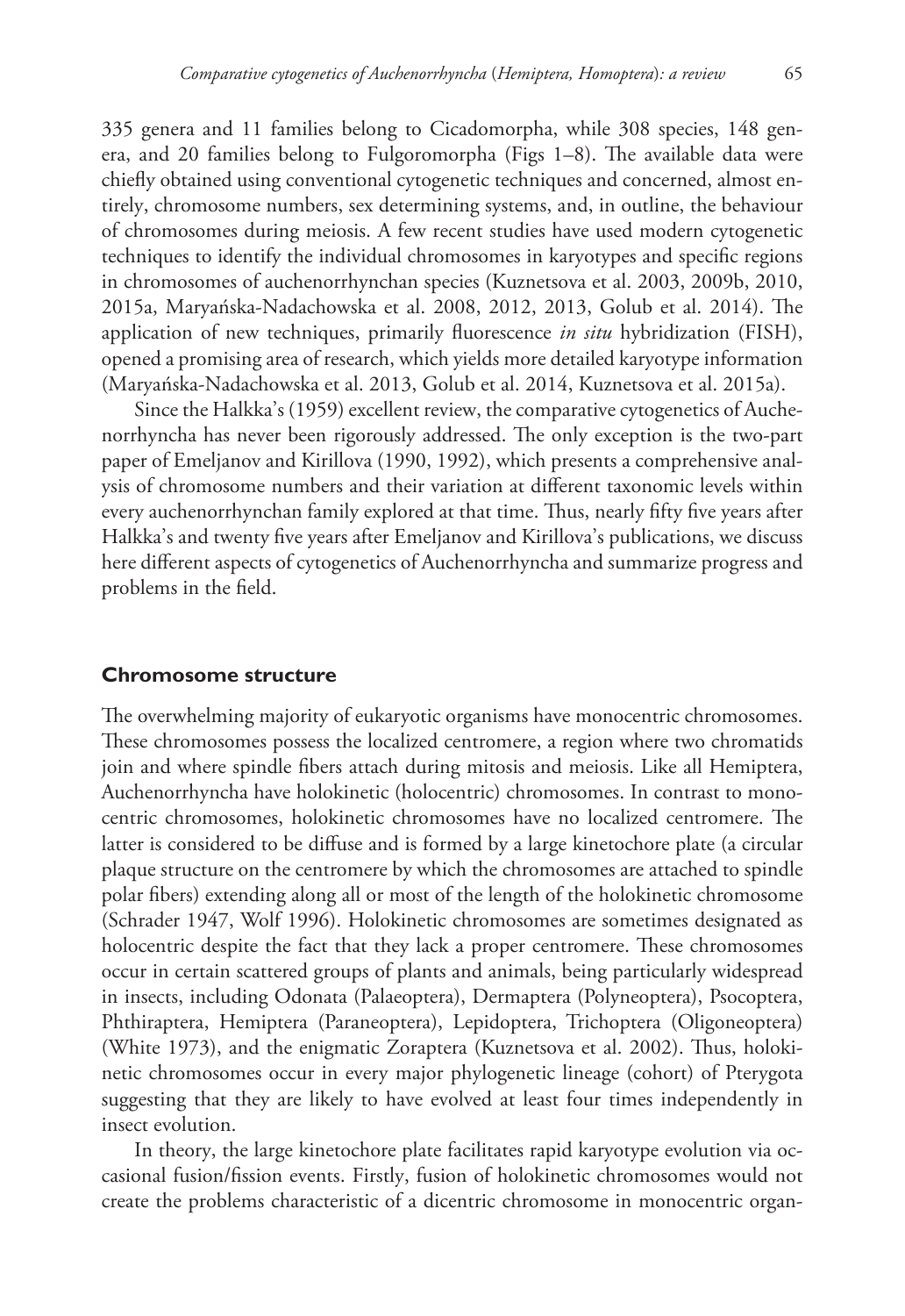335 genera and 11 families belong to Cicadomorpha, while 308 species, 148 genera, and 20 families belong to Fulgoromorpha (Figs 1–8). The available data were chiefly obtained using conventional cytogenetic techniques and concerned, almost entirely, chromosome numbers, sex determining systems, and, in outline, the behaviour of chromosomes during meiosis. A few recent studies have used modern cytogenetic techniques to identify the individual chromosomes in karyotypes and specific regions in chromosomes of auchenorrhynchan species (Kuznetsova et al. 2003, 2009b, 2010, 2015a, Maryańska-Nadachowska et al. 2008, 2012, 2013, Golub et al. 2014). The application of new techniques, primarily fluorescence *in situ* hybridization (FISH), opened a promising area of research, which yields more detailed karyotype information (Maryańska-Nadachowska et al. 2013, Golub et al. 2014, Kuznetsova et al. 2015a).

Since the Halkka's (1959) excellent review, the comparative cytogenetics of Auchenorrhyncha has never been rigorously addressed. The only exception is the two-part paper of Emeljanov and Kirillova (1990, 1992), which presents a comprehensive analysis of chromosome numbers and their variation at different taxonomic levels within every auchenorrhynchan family explored at that time. Thus, nearly fifty five years after Halkka's and twenty five years after Emeljanov and Kirillova's publications, we discuss here different aspects of cytogenetics of Auchenorrhyncha and summarize progress and problems in the field.

## Chromosome structure

The overwhelming majority of eukaryotic organisms have monocentric chromosomes. These chromosomes possess the localized centromere, a region where two chromatids join and where spindle fibers attach during mitosis and meiosis. Like all Hemiptera, Auchenorrhyncha have holokinetic (holocentric) chromosomes. In contrast to monocentric chromosomes, holokinetic chromosomes have no localized centromere. The latter is considered to be diffuse and is formed by a large kinetochore plate (a circular plaque structure on the centromere by which the chromosomes are attached to spindle polar fibers) extending along all or most of the length of the holokinetic chromosome (Schrader 1947, Wolf 1996). Holokinetic chromosomes are sometimes designated as holocentric despite the fact that they lack a proper centromere. These chromosomes occur in certain scattered groups of plants and animals, being particularly widespread in insects, including Odonata (Palaeoptera), Dermaptera (Polyneoptera), Psocoptera, Phthiraptera, Hemiptera (Paraneoptera), Lepidoptera, Trichoptera (Oligoneoptera) (White 1973), and the enigmatic Zoraptera (Kuznetsova et al. 2002). Thus, holokinetic chromosomes occur in every major phylogenetic lineage (cohort) of Pterygota suggesting that they are likely to have evolved at least four times independently in insect evolution.

In theory, the large kinetochore plate facilitates rapid karyotype evolution via occasional fusion/fission events. Firstly, fusion of holokinetic chromosomes would not create the problems characteristic of a dicentric chromosome in monocentric organ-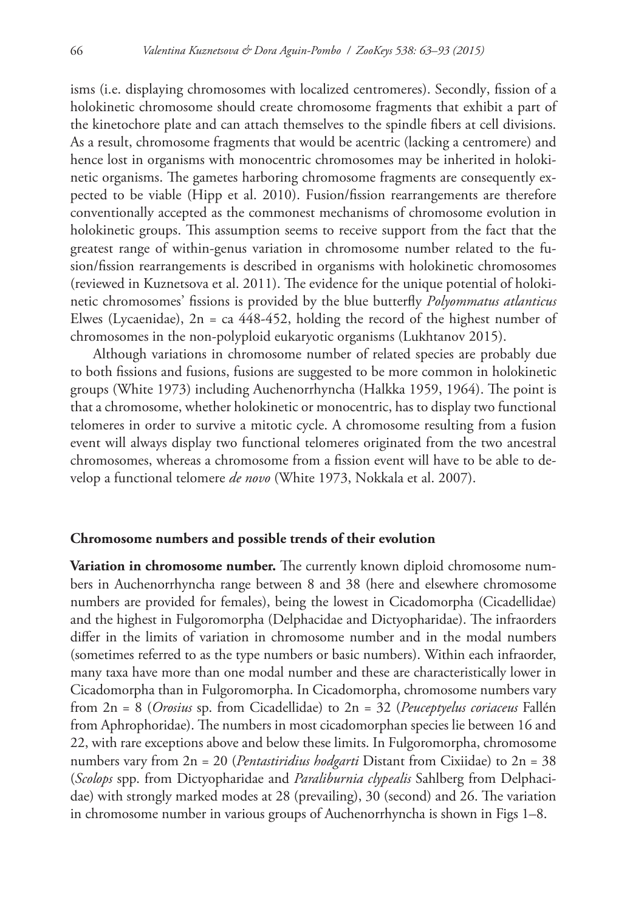isms (i.e. displaying chromosomes with localized centromeres). Secondly, fission of a holokinetic chromosome should create chromosome fragments that exhibit a part of the kinetochore plate and can attach themselves to the spindle fibers at cell divisions. As a result, chromosome fragments that would be acentric (lacking a centromere) and hence lost in organisms with monocentric chromosomes may be inherited in holokinetic organisms. The gametes harboring chromosome fragments are consequently expected to be viable (Hipp et al. 2010). Fusion/fission rearrangements are therefore conventionally accepted as the commonest mechanisms of chromosome evolution in holokinetic groups. This assumption seems to receive support from the fact that the greatest range of within-genus variation in chromosome number related to the fusion/fission rearrangements is described in organisms with holokinetic chromosomes (reviewed in Kuznetsova et al. 2011). The evidence for the unique potential of holokinetic chromosomes' fissions is provided by the blue butterfly *Polyommatus atlanticus* Elwes (Lycaenidae), 2n = ca 448-452, holding the record of the highest number of chromosomes in the non-polyploid eukaryotic organisms (Lukhtanov 2015).

Although variations in chromosome number of related species are probably due to both fissions and fusions, fusions are suggested to be more common in holokinetic groups (White 1973) including Auchenorrhyncha (Halkka 1959, 1964). The point is that a chromosome, whether holokinetic or monocentric, has to display two functional telomeres in order to survive a mitotic cycle. A chromosome resulting from a fusion event will always display two functional telomeres originated from the two ancestral chromosomes, whereas a chromosome from a fission event will have to be able to develop a functional telomere *de novo* (White 1973, Nokkala et al. 2007).

## Chromosome numbers and possible trends of their evolution

**Variation in chromosome number.** The currently known diploid chromosome numbers in Auchenorrhyncha range between 8 and 38 (here and elsewhere chromosome numbers are provided for females), being the lowest in Cicadomorpha (Cicadellidae) and the highest in Fulgoromorpha (Delphacidae and Dictyopharidae). The infraorders differ in the limits of variation in chromosome number and in the modal numbers (sometimes referred to as the type numbers or basic numbers). Within each infraorder, many taxa have more than one modal number and these are characteristically lower in Cicadomorpha than in Fulgoromorpha. In Cicadomorpha, chromosome numbers vary from 2n = 8 (*Orosius* sp. from Cicadellidae) to 2n = 32 (*Peuceptyelus coriaceus* Fallén from Aphrophoridae). The numbers in most cicadomorphan species lie between 16 and 22, with rare exceptions above and below these limits. In Fulgoromorpha, chromosome numbers vary from 2n = 20 (*Pentastiridius hodgarti* Distant from Cixiidae) to 2n = 38 (*Scolops* spp. from Dictyopharidae and *Paraliburnia clypealis* Sahlberg from Delphacidae) with strongly marked modes at 28 (prevailing), 30 (second) and 26. The variation in chromosome number in various groups of Auchenorrhyncha is shown in Figs 1–8.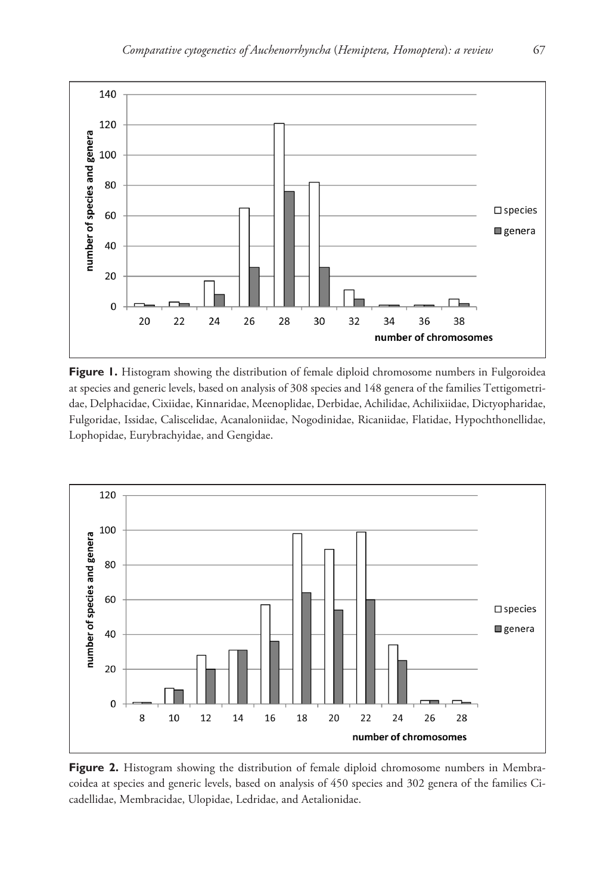**Figure 1.** Histogram showing the distribution of female diploid chromosome numbers in Fulgoroidea at species and generic levels, based on analysis of 308 species and 148 genera of the families Tettigometridae, Delphacidae, Cixiidae, Kinnaridae, Meenoplidae, Derbidae, Achilidae, Achilixiidae, Dictyopharidae, Fulgoridae, Issidae, Caliscelidae, Acanaloniidae, Nogodinidae, Ricaniidae, Flatidae, Hypochthonellidae, Lophopidae, Eurybrachyidae, and Gengidae.

**Figure 2.** Histogram showing the distribution of female diploid chromosome numbers in Membracoidea at species and generic levels, based on analysis of 450 species and 302 genera of the families Cicadellidae, Membracidae, Ulopidae, Ledridae, and Aetalionidae.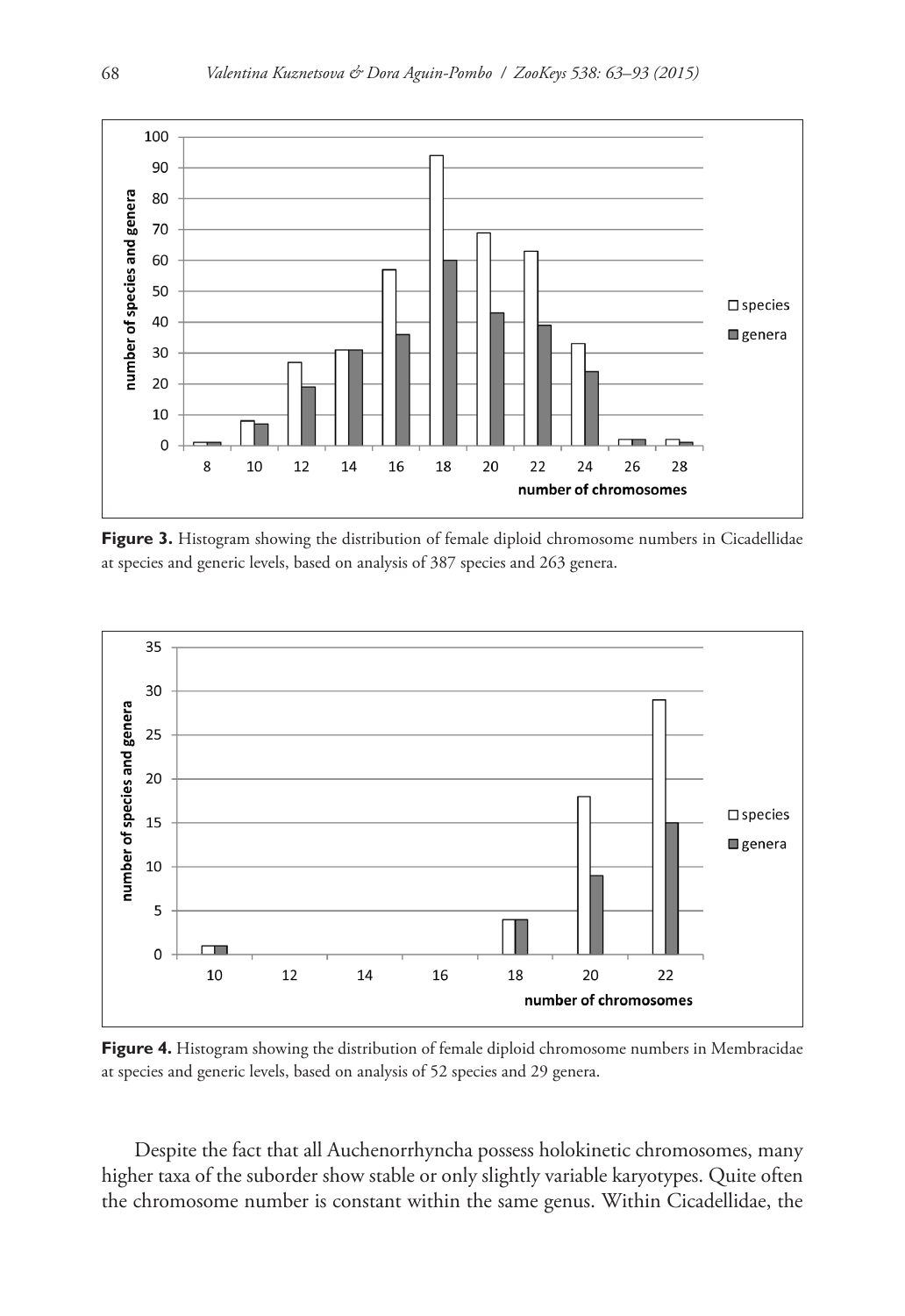**Figure 3.** Histogram showing the distribution of female diploid chromosome numbers in Cicadellidae at species and generic levels, based on analysis of 387 species and 263 genera.

**Figure 4.** Histogram showing the distribution of female diploid chromosome numbers in Membracidae at species and generic levels, based on analysis of 52 species and 29 genera.

Despite the fact that all Auchenorrhyncha possess holokinetic chromosomes, many higher taxa of the suborder show stable or only slightly variable karyotypes. Quite often the chromosome number is constant within the same genus. Within Cicadellidae, the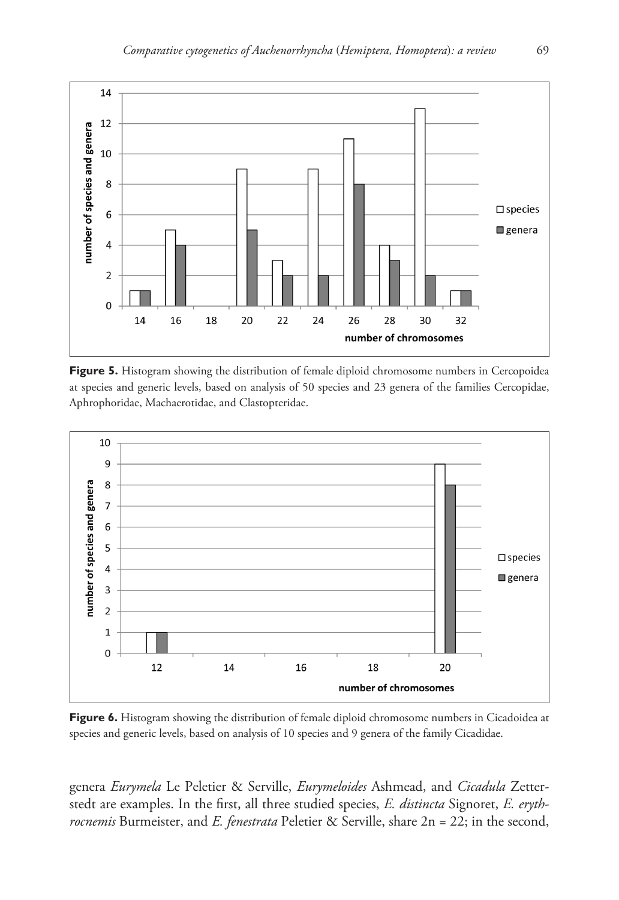**Figure 5.** Histogram showing the distribution of female diploid chromosome numbers in Cercopoidea at species and generic levels, based on analysis of 50 species and 23 genera of the families Cercopidae, Aphrophoridae, Machaerotidae, and Clastopteridae.

**Figure 6.** Histogram showing the distribution of female diploid chromosome numbers in Cicadoidea at species and generic levels, based on analysis of 10 species and 9 genera of the family Cicadidae.

genera *Eurymela* Le Peletier & Serville, *Eurymeloides* Ashmead, and *Cicadula* Zetterstedt are examples. In the first, all three studied species, *E. distincta* Signoret, *E. erythrocnemis* Burmeister, and *E. fenestrata* Peletier & Serville, share 2n = 22; in the second,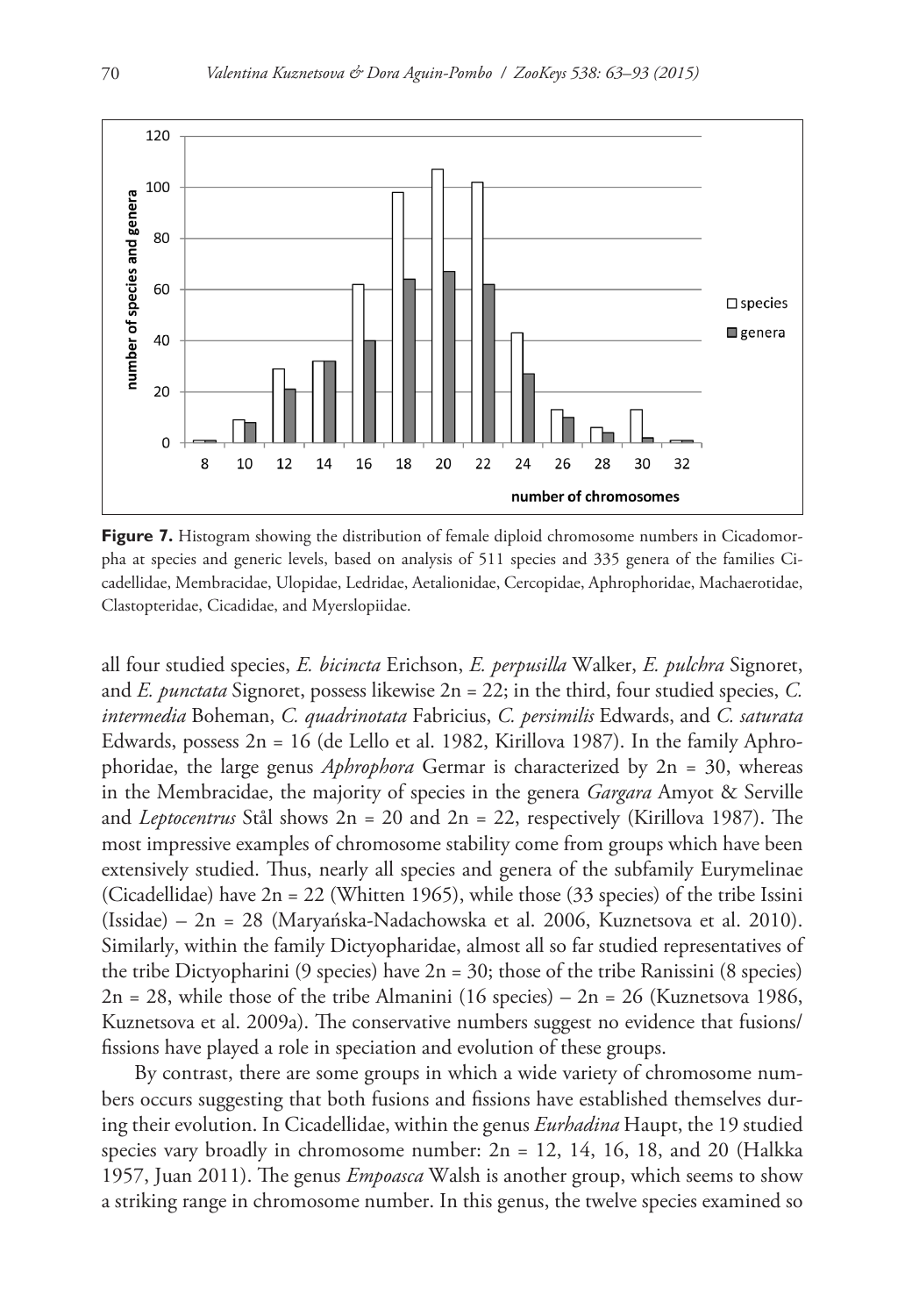**Figure 7.** Histogram showing the distribution of female diploid chromosome numbers in Cicadomorpha at species and generic levels, based on analysis of 511 species and 335 genera of the families Cicadellidae, Membracidae, Ulopidae, Ledridae, Aetalionidae, Cercopidae, Aphrophoridae, Machaerotidae, Clastopteridae, Cicadidae, and Myerslopiidae.

all four studied species, *E. bicincta* Erichson, *E. perpusilla* Walker, *E. pulchra* Signoret, and *E. punctata* Signoret, possess likewise 2n = 22; in the third, four studied species, *C. intermedia* Boheman, *C. quadrinotata* Fabricius, *C. persimilis* Edwards, and *C. saturata* Edwards, possess 2n = 16 (de Lello et al. 1982, Kirillova 1987). In the family Aphrophoridae, the large genus *Aphrophora* Germar is characterized by 2n = 30, whereas in the Membracidae, the majority of species in the genera *Gargara* Amyot & Serville and *Leptocentrus* Stål shows 2n = 20 and 2n = 22, respectively (Kirillova 1987). The most impressive examples of chromosome stability come from groups which have been extensively studied. Thus, nearly all species and genera of the subfamily Eurymelinae (Cicadellidae) have 2n = 22 (Whitten 1965), while those (33 species) of the tribe Issini (Issidae) – 2n = 28 (Maryańska-Nadachowska et al. 2006, Kuznetsova et al. 2010). Similarly, within the family Dictyopharidae, almost all so far studied representatives of the tribe Dictyopharini (9 species) have 2n = 30; those of the tribe Ranissini (8 species) 2n = 28, while those of the tribe Almanini (16 species) – 2n = 26 (Kuznetsova 1986, Kuznetsova et al. 2009a). The conservative numbers suggest no evidence that fusions/fissions have played a role in speciation and evolution of these groups.

By contrast, there are some groups in which a wide variety of chromosome numbers occurs suggesting that both fusions and fissions have established themselves during their evolution. In Cicadellidae, within the genus *Eurhadina* Haupt, the 19 studied species vary broadly in chromosome number: 2n = 12, 14, 16, 18, and 20 (Halkka 1957, Juan 2011). The genus *Empoasca* Walsh is another group, which seems to show a striking range in chromosome number. In this genus, the twelve species examined so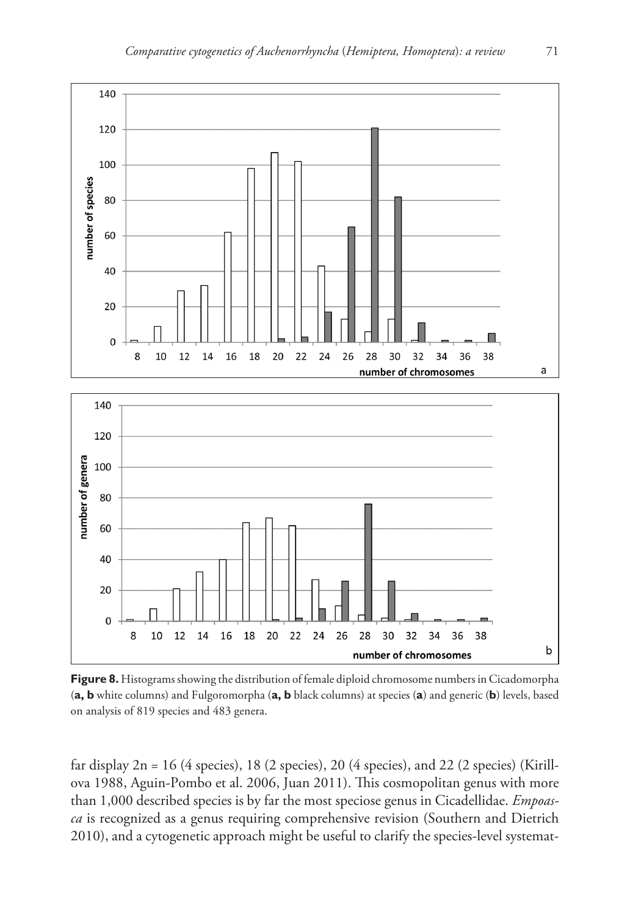**Figure 8.** Histograms showing the distribution of female diploid chromosome numbers in Cicadomorpha (**a, b** white columns) and Fulgoromorpha (**a, b** black columns) at species (**a**) and generic (**b**) levels, based on analysis of 819 species and 483 genera.

far display 2n = 16 (4 species), 18 (2 species), 20 (4 species), and 22 (2 species) (Kirillova 1988, Aguin-Pombo et al. 2006, Juan 2011). This cosmopolitan genus with more than 1,000 described species is by far the most speciose genus in Cicadellidae. *Empoasca* is recognized as a genus requiring comprehensive revision (Southern and Dietrich 2010), and a cytogenetic approach might be useful to clarify the species-level systemat-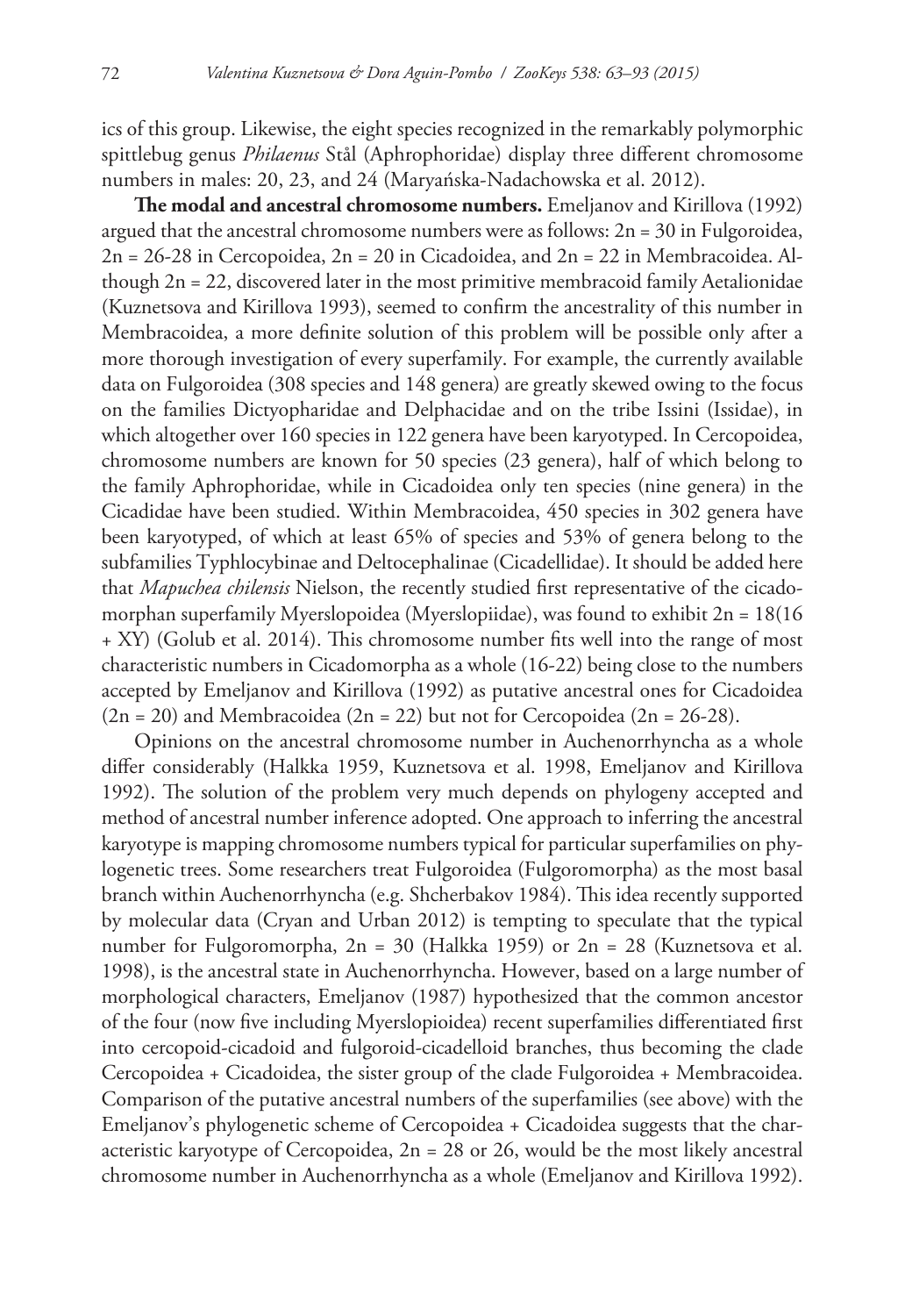ics of this group. Likewise, the eight species recognized in the remarkably polymorphic spittlebug genus *Philaenus* Stål (Aphrophoridae) display three different chromosome numbers in males: 20, 23, and 24 (Maryańska-Nadachowska et al. 2012).

**The modal and ancestral chromosome numbers.** Emeljanov and Kirillova (1992) argued that the ancestral chromosome numbers were as follows: 2n = 30 in Fulgoroidea, 2n = 26-28 in Cercopoidea, 2n = 20 in Cicadoidea, and 2n = 22 in Membracoidea. Although 2n = 22, discovered later in the most primitive membracoid family Aetalionidae (Kuznetsova and Kirillova 1993), seemed to confirm the ancestrality of this number in Membracoidea, a more definite solution of this problem will be possible only after a more thorough investigation of every superfamily. For example, the currently available data on Fulgoroidea (308 species and 148 genera) are greatly skewed owing to the focus on the families Dictyopharidae and Delphacidae and on the tribe Issini (Issidae), in which altogether over 160 species in 122 genera have been karyotyped. In Cercopoidea, chromosome numbers are known for 50 species (23 genera), half of which belong to the family Aphrophoridae, while in Cicadoidea only ten species (nine genera) in the Cicadidae have been studied. Within Membracoidea, 450 species in 302 genera have been karyotyped, of which at least 65% of species and 53% of genera belong to the subfamilies Typhlocybinae and Deltocephalinae (Cicadellidae). It should be added here that *Mapuchea chilensis* Nielson, the recently studied first representative of the cicadomorphan superfamily Myerslopoidea (Myerslopiidae), was found to exhibit 2n = 18(16 + XY) (Golub et al. 2014). This chromosome number fits well into the range of most characteristic numbers in Cicadomorpha as a whole (16-22) being close to the numbers accepted by Emeljanov and Kirillova (1992) as putative ancestral ones for Cicadoidea (2n = 20) and Membracoidea (2n = 22) but not for Cercopoidea (2n = 26-28).

Opinions on the ancestral chromosome number in Auchenorrhyncha as a whole differ considerably (Halkka 1959, Kuznetsova et al. 1998, Emeljanov and Kirillova 1992). The solution of the problem very much depends on phylogeny accepted and method of ancestral number inference adopted. One approach to inferring the ancestral karyotype is mapping chromosome numbers typical for particular superfamilies on phylogenetic trees. Some researchers treat Fulgoroidea (Fulgoromorpha) as the most basal branch within Auchenorrhyncha (e.g. Shcherbakov 1984). This idea recently supported by molecular data (Cryan and Urban 2012) is tempting to speculate that the typical number for Fulgoromorpha, 2n = 30 (Halkka 1959) or 2n = 28 (Kuznetsova et al. 1998), is the ancestral state in Auchenorrhyncha. However, based on a large number of morphological characters, Emeljanov (1987) hypothesized that the common ancestor of the four (now five including Myerslopioidea) recent superfamilies differentiated first into cercopoid-cicadoid and fulgoroid-cicadelloid branches, thus becoming the clade Cercopoidea + Cicadoidea, the sister group of the clade Fulgoroidea + Membracoidea. Comparison of the putative ancestral numbers of the superfamilies (see above) with the Emeljanov's phylogenetic scheme of Cercopoidea + Cicadoidea suggests that the characteristic karyotype of Cercopoidea, 2n = 28 or 26, would be the most likely ancestral chromosome number in Auchenorrhyncha as a whole (Emeljanov and Kirillova 1992).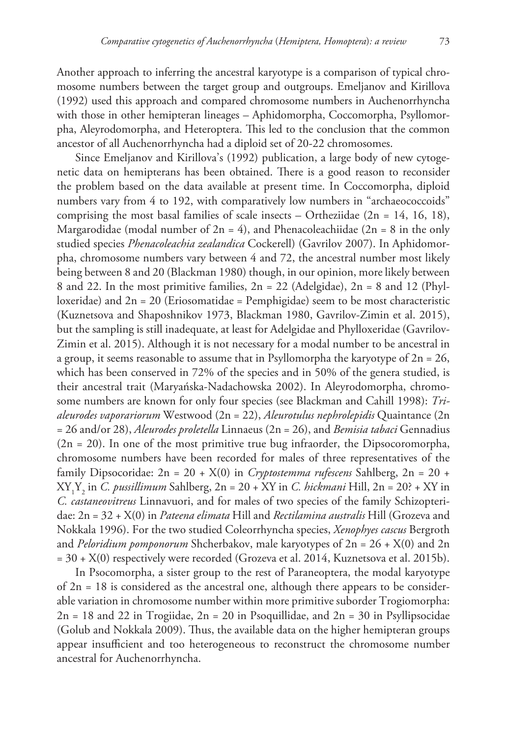Another approach to inferring the ancestral karyotype is a comparison of typical chromosome numbers between the target group and outgroups. Emeljanov and Kirillova (1992) used this approach and compared chromosome numbers in Auchenorrhyncha with those in other hemipteran lineages – Aphidomorpha, Coccomorpha, Psyllomorpha, Aleyrodomorpha, and Heteroptera. This led to the conclusion that the common ancestor of all Auchenorrhyncha had a diploid set of 20-22 chromosomes.

Since Emeljanov and Kirillova's (1992) publication, a large body of new cytogenetic data on hemipterans has been obtained. There is a good reason to reconsider the problem based on the data available at present time. In Coccomorpha, diploid numbers vary from 4 to 192, with comparatively low numbers in "archaeococcoids" comprising the most basal families of scale insects – Ortheziidae (2n = 14, 16, 18), Margarodidae (modal number of 2n = 4), and Phenacoleachiidae (2n = 8 in the only studied species *Phenacoleachia zealandica* Cockerell) (Gavrilov 2007). In Aphidomorpha, chromosome numbers vary between 4 and 72, the ancestral number most likely being between 8 and 20 (Blackman 1980) though, in our opinion, more likely between 8 and 22. In the most primitive families, 2n = 22 (Adelgidae), 2n = 8 and 12 (Phylloxeridae) and 2n = 20 (Eriosomatidae = Pemphigidae) seem to be most characteristic (Kuznetsova and Shaposhnikov 1973, Blackman 1980, Gavrilov-Zimin et al. 2015), but the sampling is still inadequate, at least for Adelgidae and Phylloxeridae (Gavrilov-Zimin et al. 2015). Although it is not necessary for a modal number to be ancestral in a group, it seems reasonable to assume that in Psyllomorpha the karyotype of 2n = 26, which has been conserved in 72% of the species and in 50% of the genera studied, is their ancestral trait (Maryańska-Nadachowska 2002). In Aleyrodomorpha, chromosome numbers are known for only four species (see Blackman and Cahill 1998): *Trialeurodes vaporariorum* Westwood (2n = 22), *Aleurotulus nephrolepidis* Quaintance (2n = 26 and/or 28), *Aleurodes proletella* Linnaeus (2n = 26), and *Bemisia tabaci* Gennadius (2n = 20). In one of the most primitive true bug infraorder, the Dipsocoromorpha, chromosome numbers have been recorded for males of three representatives of the family Dipsocoridae: 2n = 20 + X(0) in *Cryptostemma rufescens* Sahlberg, 2n = 20 + $XY_1Y_2$ in *C. pussillimum* Sahlberg, 2n = 20 + XY in *C. hickmani* Hill, 2n = 20? + XY in *C. castaneovitreus* Linnavuori, and for males of two species of the family Schizopteridae: 2n = 32 + X(0) in *Pateena elimata* Hill and *Rectilamina australis* Hill (Grozeva and Nokkala 1996). For the two studied Coleorrhyncha species, *Xenophyes cascus* Bergroth and *Peloridium pomponorum* Shcherbakov, male karyotypes of 2n = 26 + X(0) and 2n = 30 + X(0) respectively were recorded (Grozeva et al. 2014, Kuznetsova et al. 2015b).

In Psocomorpha, a sister group to the rest of Paraneoptera, the modal karyotype of 2n = 18 is considered as the ancestral one, although there appears to be considerable variation in chromosome number within more primitive suborder Trogiomorpha: 2n = 18 and 22 in Trogiidae, 2n = 20 in Psoquillidae, and 2n = 30 in Psyllipsocidae (Golub and Nokkala 2009). Thus, the available data on the higher hemipteran groups appear insufficient and too heterogeneous to reconstruct the chromosome number ancestral for Auchenorrhyncha.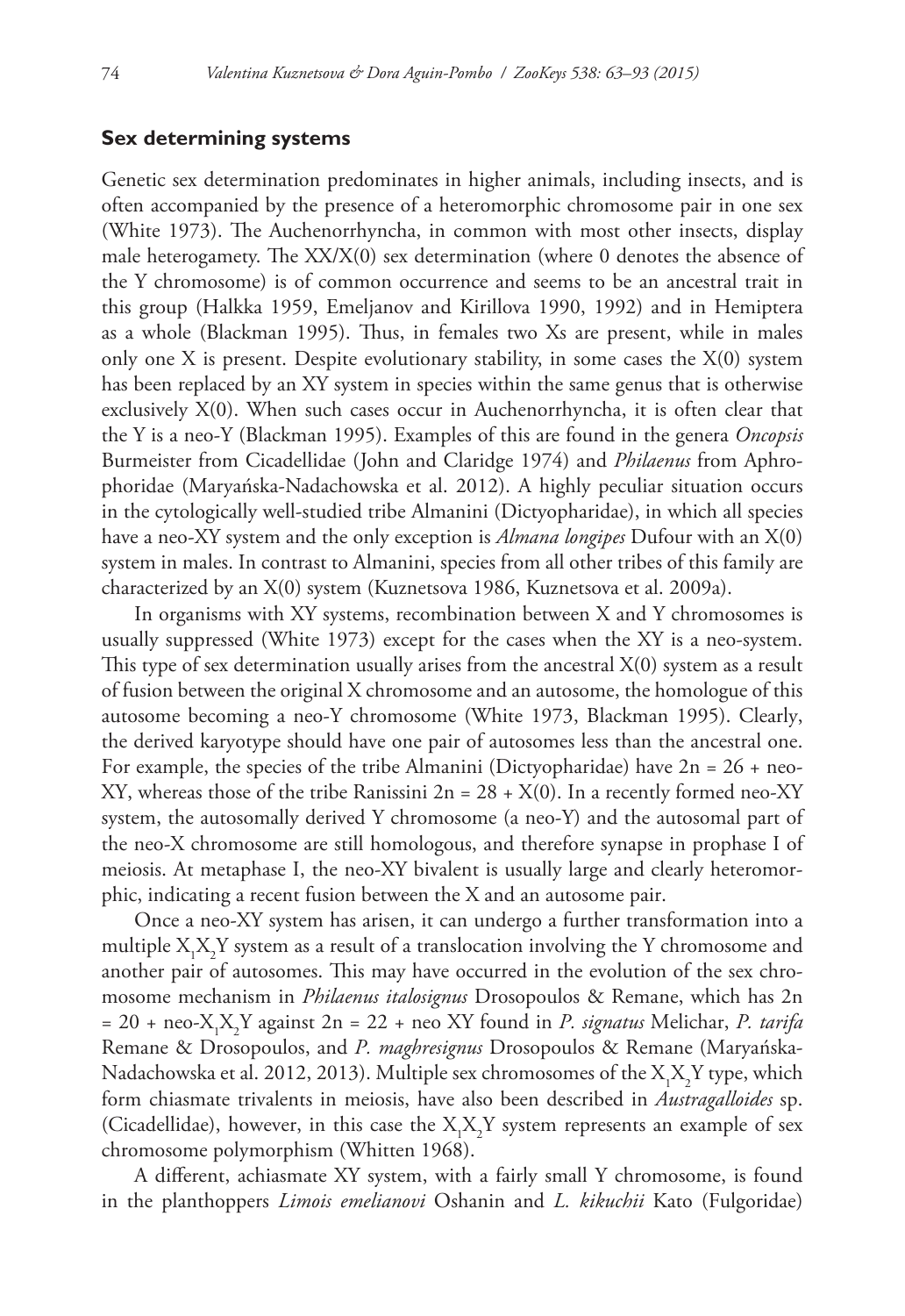## Sex determining systems

Genetic sex determination predominates in higher animals, including insects, and is often accompanied by the presence of a heteromorphic chromosome pair in one sex (White 1973). The Auchenorrhyncha, in common with most other insects, display male heterogamety. The XX/X(0) sex determination (where 0 denotes the absence of the Y chromosome) is of common occurrence and seems to be an ancestral trait in this group (Halkka 1959, Emeljanov and Kirillova 1990, 1992) and in Hemiptera as a whole (Blackman 1995). Thus, in females two Xs are present, while in males only one X is present. Despite evolutionary stability, in some cases the X(0) system has been replaced by an XY system in species within the same genus that is otherwise exclusively X(0). When such cases occur in Auchenorrhyncha, it is often clear that the Y is a neo-Y (Blackman 1995). Examples of this are found in the genera *Oncopsis* Burmeister from Cicadellidae (John and Claridge 1974) and *Philaenus* from Aphrophoridae (Maryańska-Nadachowska et al. 2012). A highly peculiar situation occurs in the cytologically well-studied tribe Almanini (Dictyopharidae), in which all species have a neo-XY system and the only exception is *Almana longipes* Dufour with an X(0) system in males. In contrast to Almanini, species from all other tribes of this family are characterized by an X(0) system (Kuznetsova 1986, Kuznetsova et al. 2009a).

In organisms with XY systems, recombination between X and Y chromosomes is usually suppressed (White 1973) except for the cases when the XY is a neo-system. This type of sex determination usually arises from the ancestral X(0) system as a result of fusion between the original X chromosome and an autosome, the homologue of this autosome becoming a neo-Y chromosome (White 1973, Blackman 1995). Clearly, the derived karyotype should have one pair of autosomes less than the ancestral one. For example, the species of the tribe Almanini (Dictyopharidae) have 2n = 26 + neo-XY, whereas those of the tribe Ranissini 2n = 28 + X(0). In a recently formed neo-XY system, the autosomally derived Y chromosome (a neo-Y) and the autosomal part of the neo-X chromosome are still homologous, and therefore synapse in prophase I of meiosis. At metaphase I, the neo-XY bivalent is usually large and clearly heteromorphic, indicating a recent fusion between the X and an autosome pair.

Once a neo-XY system has arisen, it can undergo a further transformation into a multiple $X_1X_2Y$ system as a result of a translocation involving the Y chromosome and another pair of autosomes. This may have occurred in the evolution of the sex chromosome mechanism in *Philaenus italosignus* Drosopoulos & Remane, which has 2n = 20 + neo-$X_1X_2Y$ against 2n = 22 + neo XY found in *P. signatus* Melichar, *P. tarifa* Remane & Drosopoulos, and *P. maghresignus* Drosopoulos & Remane (Maryańska-Nadachowska et al. 2012, 2013). Multiple sex chromosomes of the $X_1X_2Y$ type, which form chiasmate trivalents in meiosis, have also been described in *Austragalloides* sp. (Cicadellidae), however, in this case the $X_1X_2Y$ system represents an example of sex chromosome polymorphism (Whitten 1968).

A different, achiasmate XY system, with a fairly small Y chromosome, is found in the planthoppers *Limois emelianovi* Oshanin and *L. kikuchii* Kato (Fulgoridae)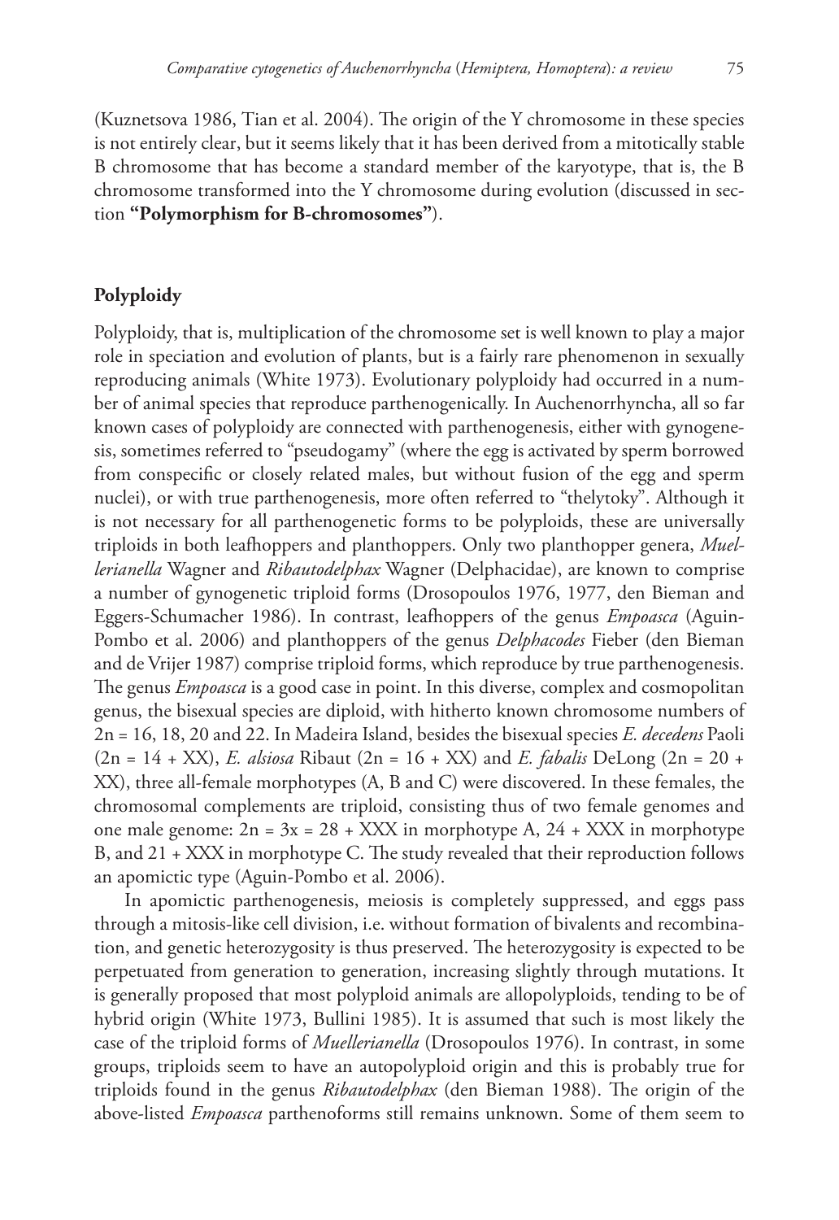(Kuznetsova 1986, Tian et al. 2004). The origin of the Y chromosome in these species is not entirely clear, but it seems likely that it has been derived from a mitotically stable B chromosome that has become a standard member of the karyotype, that is, the B chromosome transformed into the Y chromosome during evolution (discussed in section **"Polymorphism for B-chromosomes"**).

## Polyploidy

Polyploidy, that is, multiplication of the chromosome set is well known to play a major role in speciation and evolution of plants, but is a fairly rare phenomenon in sexually reproducing animals (White 1973). Evolutionary polyploidy had occurred in a number of animal species that reproduce parthenogenically. In Auchenorrhyncha, all so far known cases of polyploidy are connected with parthenogenesis, either with gynogenesis, sometimes referred to "pseudogamy" (where the egg is activated by sperm borrowed from conspecific or closely related males, but without fusion of the egg and sperm nuclei), or with true parthenogenesis, more often referred to "thelytoky". Although it is not necessary for all parthenogenetic forms to be polyploids, these are universally triploids in both leafhoppers and planthoppers. Only two planthopper genera, *Muellerianella* Wagner and *Ribautodelphax* Wagner (Delphacidae), are known to comprise a number of gynogenetic triploid forms (Drosopoulos 1976, 1977, den Bieman and Eggers-Schumacher 1986). In contrast, leafhoppers of the genus *Empoasca* (Aguin-Pombo et al. 2006) and planthoppers of the genus *Delphacodes* Fieber (den Bieman and de Vrijer 1987) comprise triploid forms, which reproduce by true parthenogenesis. The genus *Empoasca* is a good case in point. In this diverse, complex and cosmopolitan genus, the bisexual species are diploid, with hitherto known chromosome numbers of 2n = 16, 18, 20 and 22. In Madeira Island, besides the bisexual species *E. decedens* Paoli (2n = 14 + XX), *E. alsiosa* Ribaut (2n = 16 + XX) and *E. fabalis* DeLong (2n = 20 + XX), three all-female morphotypes (A, B and C) were discovered. In these females, the chromosomal complements are triploid, consisting thus of two female genomes and one male genome: 2n = 3x = 28 + XXX in morphotype A, 24 + XXX in morphotype B, and 21 + XXX in morphotype C. The study revealed that their reproduction follows an apomictic type (Aguin-Pombo et al. 2006).

In apomictic parthenogenesis, meiosis is completely suppressed, and eggs pass through a mitosis-like cell division, i.e. without formation of bivalents and recombination, and genetic heterozygosity is thus preserved. The heterozygosity is expected to be perpetuated from generation to generation, increasing slightly through mutations. It is generally proposed that most polyploid animals are allopolyploids, tending to be of hybrid origin (White 1973, Bullini 1985). It is assumed that such is most likely the case of the triploid forms of *Muellerianella* (Drosopoulos 1976). In contrast, in some groups, triploids seem to have an autopolyploid origin and this is probably true for triploids found in the genus *Ribautodelphax* (den Bieman 1988). The origin of the above-listed *Empoasca* parthenoforms still remains unknown. Some of them seem to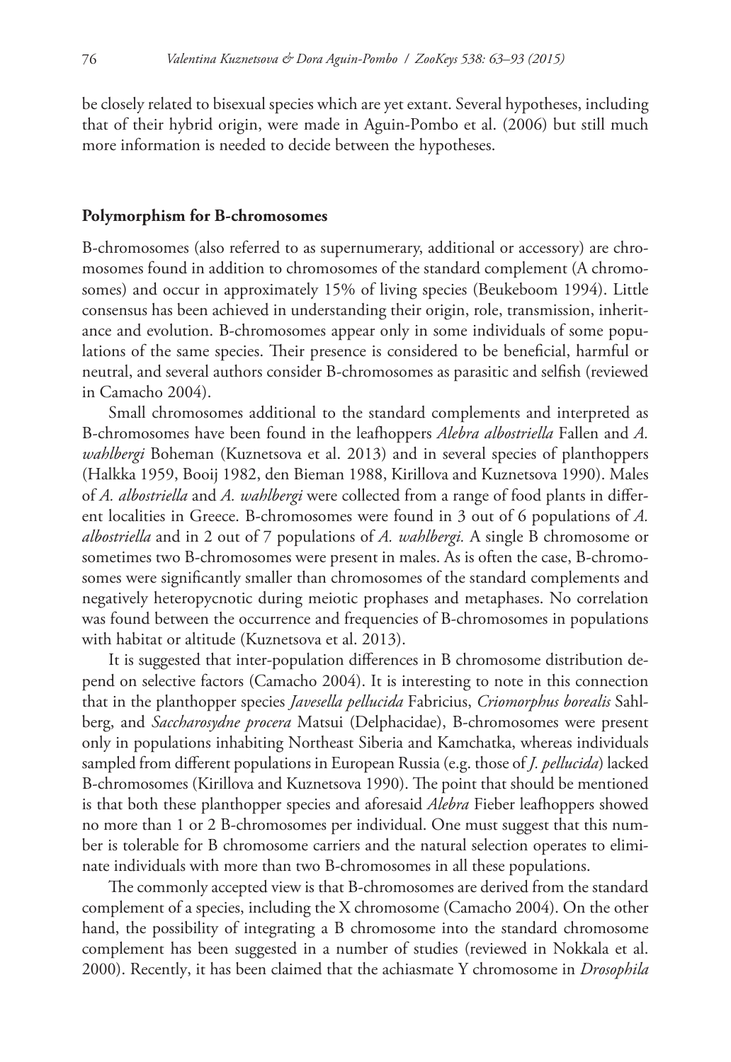be closely related to bisexual species which are yet extant. Several hypotheses, including that of their hybrid origin, were made in Aguin-Pombo et al. (2006) but still much more information is needed to decide between the hypotheses.

### Polymorphism for B-chromosomes

B-chromosomes (also referred to as supernumerary, additional or accessory) are chromosomes found in addition to chromosomes of the standard complement (A chromosomes) and occur in approximately 15% of living species (Beukeboom 1994). Little consensus has been achieved in understanding their origin, role, transmission, inheritance and evolution. B-chromosomes appear only in some individuals of some populations of the same species. Their presence is considered to be beneficial, harmful or neutral, and several authors consider B-chromosomes as parasitic and selfish (reviewed in Camacho 2004).

Small chromosomes additional to the standard complements and interpreted as B-chromosomes have been found in the leafhoppers *Alebra albostriella* Fallen and *A. wahlbergi* Boheman (Kuznetsova et al. 2013) and in several species of planthoppers (Halkka 1959, Booij 1982, den Bieman 1988, Kirillova and Kuznetsova 1990). Males of *A. albostriella* and *A. wahlbergi* were collected from a range of food plants in different localities in Greece. B-chromosomes were found in 3 out of 6 populations of *A. albostriella* and in 2 out of 7 populations of *A. wahlbergi.* A single B chromosome or sometimes two B-chromosomes were present in males. As is often the case, B-chromosomes were significantly smaller than chromosomes of the standard complements and negatively heteropycnotic during meiotic prophases and metaphases. No correlation was found between the occurrence and frequencies of B-chromosomes in populations with habitat or altitude (Kuznetsova et al. 2013).

It is suggested that inter-population differences in B chromosome distribution depend on selective factors (Camacho 2004). It is interesting to note in this connection that in the planthopper species *Javesella pellucida* Fabricius, *Criomorphus borealis* Sahlberg, and *Saccharosydne procera* Matsui (Delphacidae), B-chromosomes were present only in populations inhabiting Northeast Siberia and Kamchatka, whereas individuals sampled from different populations in European Russia (e.g. those of *J. pellucida*) lacked B-chromosomes (Kirillova and Kuznetsova 1990). The point that should be mentioned is that both these planthopper species and aforesaid *Alebra* Fieber leafhoppers showed no more than 1 or 2 B-chromosomes per individual. One must suggest that this number is tolerable for B chromosome carriers and the natural selection operates to eliminate individuals with more than two B-chromosomes in all these populations.

The commonly accepted view is that B-chromosomes are derived from the standard complement of a species, including the X chromosome (Camacho 2004). On the other hand, the possibility of integrating a B chromosome into the standard chromosome complement has been suggested in a number of studies (reviewed in Nokkala et al. 2000). Recently, it has been claimed that the achiasmate Y chromosome in *Drosophila*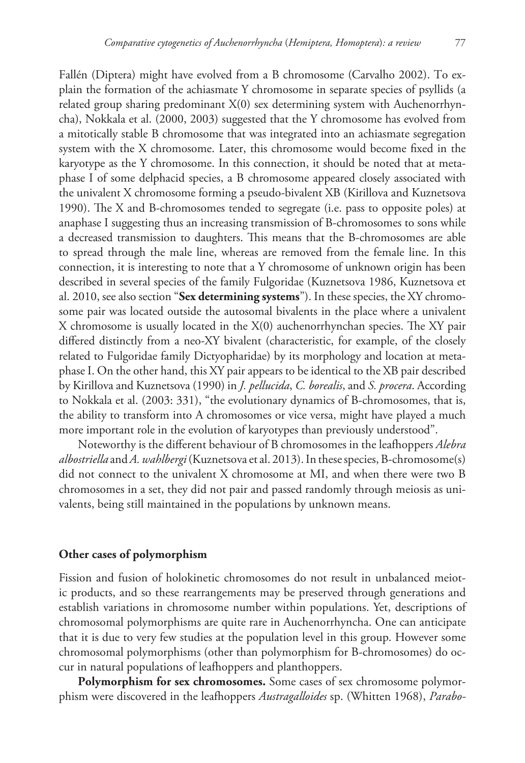Fallén (Diptera) might have evolved from a B chromosome (Carvalho 2002). To explain the formation of the achiasmate Y chromosome in separate species of psyllids (a related group sharing predominant X(0) sex determining system with Auchenorrhyncha), Nokkala et al. (2000, 2003) suggested that the Y chromosome has evolved from a mitotically stable B chromosome that was integrated into an achiasmate segregation system with the X chromosome. Later, this chromosome would become fixed in the karyotype as the Y chromosome. In this connection, it should be noted that at metaphase I of some delphacid species, a B chromosome appeared closely associated with the univalent X chromosome forming a pseudo-bivalent XB (Kirillova and Kuznetsova 1990). The X and B-chromosomes tended to segregate (i.e. pass to opposite poles) at anaphase I suggesting thus an increasing transmission of B-chromosomes to sons while a decreased transmission to daughters. This means that the B-chromosomes are able to spread through the male line, whereas are removed from the female line. In this connection, it is interesting to note that a Y chromosome of unknown origin has been described in several species of the family Fulgoridae (Kuznetsova 1986, Kuznetsova et al. 2010, see also section "**Sex determining systems**"). In these species, the XY chromosome pair was located outside the autosomal bivalents in the place where a univalent X chromosome is usually located in the X(0) auchenorrhynchan species. The XY pair differed distinctly from a neo-XY bivalent (characteristic, for example, of the closely related to Fulgoridae family Dictyopharidae) by its morphology and location at metaphase I. On the other hand, this XY pair appears to be identical to the XB pair described by Kirillova and Kuznetsova (1990) in *J. pellucida*, *C. borealis*, and *S. procera*. According to Nokkala et al. (2003: 331), "the evolutionary dynamics of B-chromosomes, that is, the ability to transform into A chromosomes or vice versa, might have played a much more important role in the evolution of karyotypes than previously understood".

Noteworthy is the different behaviour of B chromosomes in the leafhoppers *Alebra albostriella* and *A. wahlbergi* (Kuznetsova et al. 2013). In these species, B-chromosome(s) did not connect to the univalent X chromosome at MI, and when there were two B chromosomes in a set, they did not pair and passed randomly through meiosis as univalents, being still maintained in the populations by unknown means.

## Other cases of polymorphism

Fission and fusion of holokinetic chromosomes do not result in unbalanced meiotic products, and so these rearrangements may be preserved through generations and establish variations in chromosome number within populations. Yet, descriptions of chromosomal polymorphisms are quite rare in Auchenorrhyncha. One can anticipate that it is due to very few studies at the population level in this group. However some chromosomal polymorphisms (other than polymorphism for B-chromosomes) do occur in natural populations of leafhoppers and planthoppers.

**Polymorphism for sex chromosomes.** Some cases of sex chromosome polymorphism were discovered in the leafhoppers *Austragalloides* sp. (Whitten 1968), *Parabo-*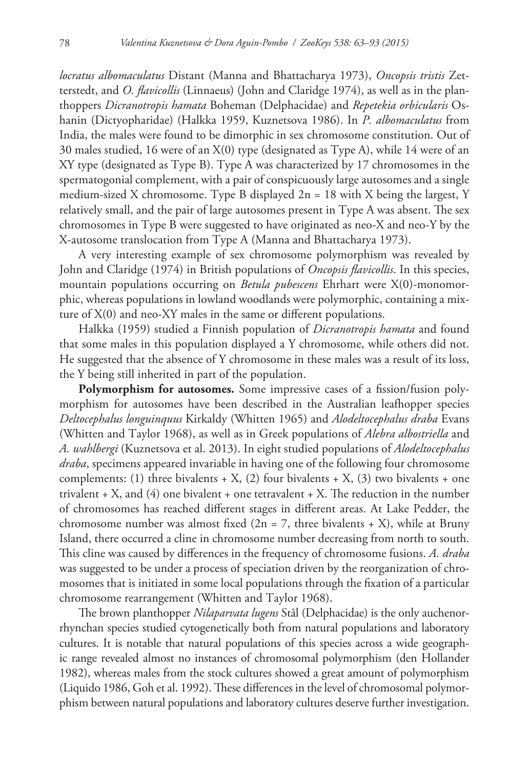*locratus albomaculatus* Distant (Manna and Bhattacharya 1973), *Oncopsis tristis* Zetterstedt, and *O. flavicollis* (Linnaeus) (John and Claridge 1974), as well as in the planthoppers *Dicranotropis hamata* Boheman (Delphacidae) and *Repetekia orbicularis* Oshanin (Dictyopharidae) (Halkka 1959, Kuznetsova 1986). In *P. albomaculatus* from India, the males were found to be dimorphic in sex chromosome constitution. Out of 30 males studied, 16 were of an X(0) type (designated as Type A), while 14 were of an XY type (designated as Type B). Type A was characterized by 17 chromosomes in the spermatogonial complement, with a pair of conspicuously large autosomes and a single medium-sized X chromosome. Type B displayed 2n = 18 with X being the largest, Y relatively small, and the pair of large autosomes present in Type A was absent. The sex chromosomes in Type B were suggested to have originated as neo-X and neo-Y by the X-autosome translocation from Type A (Manna and Bhattacharya 1973).

A very interesting example of sex chromosome polymorphism was revealed by John and Claridge (1974) in British populations of *Oncopsis flavicollis*. In this species, mountain populations occurring on *Betula pubescens* Ehrhart were X(0)-monomorphic, whereas populations in lowland woodlands were polymorphic, containing a mixture of X(0) and neo-XY males in the same or different populations.

Halkka (1959) studied a Finnish population of *Dicranotropis hamata* and found that some males in this population displayed a Y chromosome, while others did not. He suggested that the absence of Y chromosome in these males was a result of its loss, the Y being still inherited in part of the population.

**Polymorphism for autosomes.** Some impressive cases of a fission/fusion polymorphism for autosomes have been described in the Australian leafhopper species *Deltocephalus longuinquus* Kirkaldy (Whitten 1965) and *Alodeltocephalus draba* Evans (Whitten and Taylor 1968), as well as in Greek populations of *Alebra albostriella* and *A. wahlbergi* (Kuznetsova et al. 2013). In eight studied populations of *Alodeltocephalus draba*, specimens appeared invariable in having one of the following four chromosome complements: (1) three bivalents + X, (2) four bivalents + X, (3) two bivalents + one trivalent + X, and (4) one bivalent + one tetravalent + X. The reduction in the number of chromosomes has reached different stages in different areas. At Lake Pedder, the chromosome number was almost fixed (2n = 7, three bivalents + X), while at Bruny Island, there occurred a cline in chromosome number decreasing from north to south. This cline was caused by differences in the frequency of chromosome fusions. *A. draba* was suggested to be under a process of speciation driven by the reorganization of chromosomes that is initiated in some local populations through the fixation of a particular chromosome rearrangement (Whitten and Taylor 1968).

The brown planthopper *Nilaparvata lugens* Stål (Delphacidae) is the only auchenorrhynchan species studied cytogenetically both from natural populations and laboratory cultures. It is notable that natural populations of this species across a wide geographic range revealed almost no instances of chromosomal polymorphism (den Hollander 1982), whereas males from the stock cultures showed a great amount of polymorphism (Liquido 1986, Goh et al. 1992). These differences in the level of chromosomal polymorphism between natural populations and laboratory cultures deserve further investigation.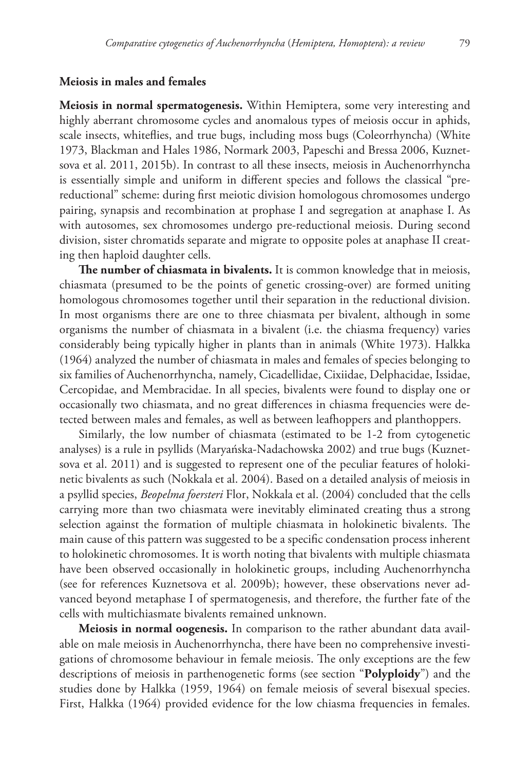## Meiosis in males and females

**Meiosis in normal spermatogenesis.** Within Hemiptera, some very interesting and highly aberrant chromosome cycles and anomalous types of meiosis occur in aphids, scale insects, whiteflies, and true bugs, including moss bugs (Coleorrhyncha) (White 1973, Blackman and Hales 1986, Normark 2003, Papeschi and Bressa 2006, Kuznetsova et al. 2011, 2015b). In contrast to all these insects, meiosis in Auchenorrhyncha is essentially simple and uniform in different species and follows the classical "pre-reductional" scheme: during first meiotic division homologous chromosomes undergo pairing, synapsis and recombination at prophase I and segregation at anaphase I. As with autosomes, sex chromosomes undergo pre-reductional meiosis. During second division, sister chromatids separate and migrate to opposite poles at anaphase II creating then haploid daughter cells.

**The number of chiasmata in bivalents.** It is common knowledge that in meiosis, chiasmata (presumed to be the points of genetic crossing-over) are formed uniting homologous chromosomes together until their separation in the reductional division. In most organisms there are one to three chiasmata per bivalent, although in some organisms the number of chiasmata in a bivalent (i.e. the chiasma frequency) varies considerably being typically higher in plants than in animals (White 1973). Halkka (1964) analyzed the number of chiasmata in males and females of species belonging to six families of Auchenorrhyncha, namely, Cicadellidae, Cixiidae, Delphacidae, Issidae, Cercopidae, and Membracidae. In all species, bivalents were found to display one or occasionally two chiasmata, and no great differences in chiasma frequencies were detected between males and females, as well as between leafhoppers and planthoppers.

Similarly, the low number of chiasmata (estimated to be 1-2 from cytogenetic analyses) is a rule in psyllids (Maryańska-Nadachowska 2002) and true bugs (Kuznetsova et al. 2011) and is suggested to represent one of the peculiar features of holokinetic bivalents as such (Nokkala et al. 2004). Based on a detailed analysis of meiosis in a psyllid species, *Beopelma foersteri* Flor, Nokkala et al. (2004) concluded that the cells carrying more than two chiasmata were inevitably eliminated creating thus a strong selection against the formation of multiple chiasmata in holokinetic bivalents. The main cause of this pattern was suggested to be a specific condensation process inherent to holokinetic chromosomes. It is worth noting that bivalents with multiple chiasmata have been observed occasionally in holokinetic groups, including Auchenorrhyncha (see for references Kuznetsova et al. 2009b); however, these observations never advanced beyond metaphase I of spermatogenesis, and therefore, the further fate of the cells with multichiasmate bivalents remained unknown.

**Meiosis in normal oogenesis.** In comparison to the rather abundant data available on male meiosis in Auchenorrhyncha, there have been no comprehensive investigations of chromosome behaviour in female meiosis. The only exceptions are the few descriptions of meiosis in parthenogenetic forms (see section "**Polyploidy**") and the studies done by Halkka (1959, 1964) on female meiosis of several bisexual species. First, Halkka (1964) provided evidence for the low chiasma frequencies in females.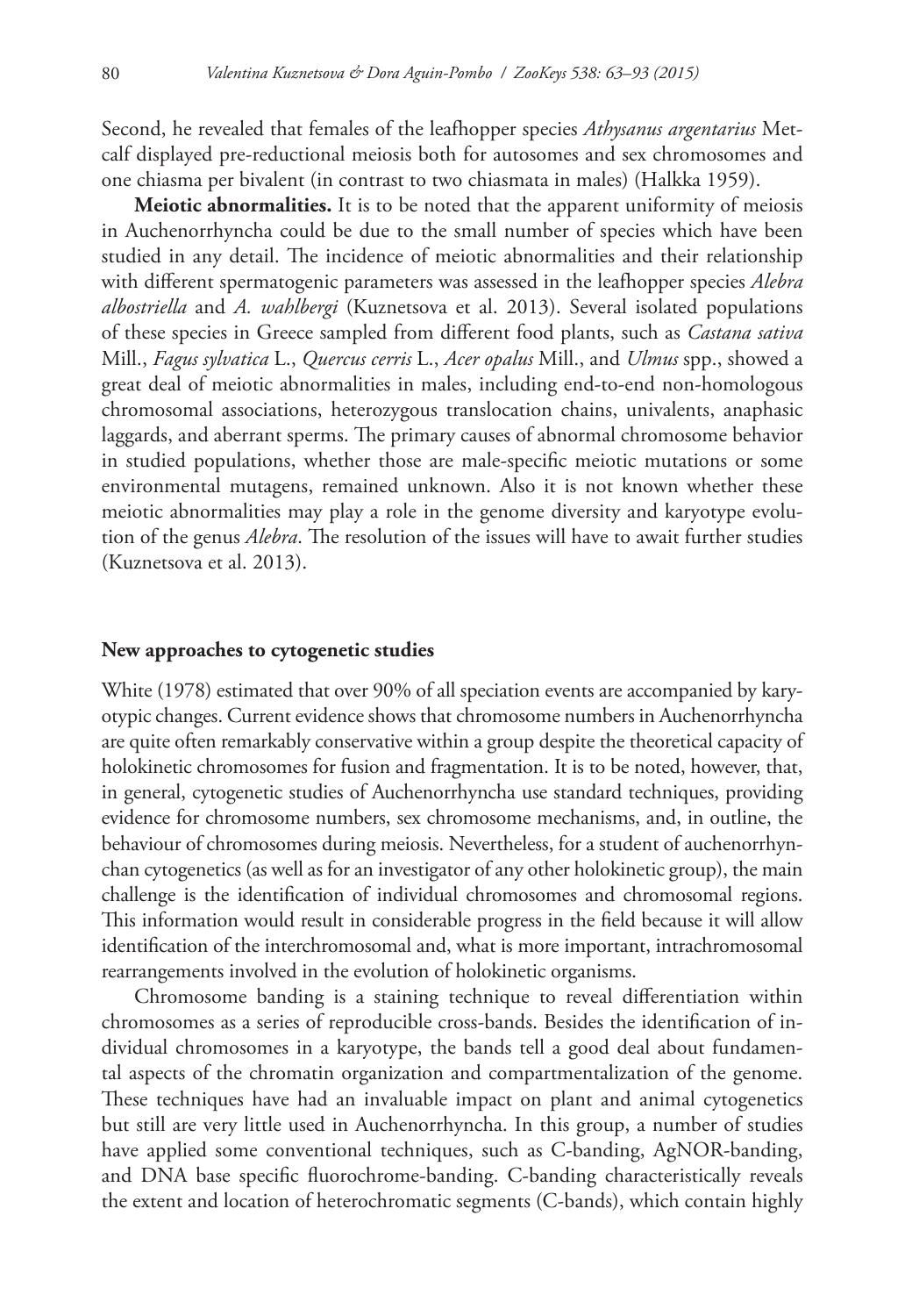Second, he revealed that females of the leafhopper species *Athysanus argentarius* Metcalf displayed pre-reductional meiosis both for autosomes and sex chromosomes and one chiasma per bivalent (in contrast to two chiasmata in males) (Halkka 1959).

**Meiotic abnormalities.** It is to be noted that the apparent uniformity of meiosis in Auchenorrhyncha could be due to the small number of species which have been studied in any detail. The incidence of meiotic abnormalities and their relationship with different spermatogenic parameters was assessed in the leafhopper species *Alebra albostriella* and *A. wahlbergi* (Kuznetsova et al. 2013). Several isolated populations of these species in Greece sampled from different food plants, such as *Castana sativa* Mill., *Fagus sylvatica* L., *Quercus cerris* L., *Acer opalus* Mill., and *Ulmus* spp., showed a great deal of meiotic abnormalities in males, including end-to-end non-homologous chromosomal associations, heterozygous translocation chains, univalents, anaphasic laggards, and aberrant sperms. The primary causes of abnormal chromosome behavior in studied populations, whether those are male-specific meiotic mutations or some environmental mutagens, remained unknown. Also it is not known whether these meiotic abnormalities may play a role in the genome diversity and karyotype evolution of the genus *Alebra*. The resolution of the issues will have to await further studies (Kuznetsova et al. 2013).

## New approaches to cytogenetic studies

White (1978) estimated that over 90% of all speciation events are accompanied by karyotypic changes. Current evidence shows that chromosome numbers in Auchenorrhyncha are quite often remarkably conservative within a group despite the theoretical capacity of holokinetic chromosomes for fusion and fragmentation. It is to be noted, however, that, in general, cytogenetic studies of Auchenorrhyncha use standard techniques, providing evidence for chromosome numbers, sex chromosome mechanisms, and, in outline, the behaviour of chromosomes during meiosis. Nevertheless, for a student of auchenorrhynchan cytogenetics (as well as for an investigator of any other holokinetic group), the main challenge is the identification of individual chromosomes and chromosomal regions. This information would result in considerable progress in the field because it will allow identification of the interchromosomal and, what is more important, intrachromosomal rearrangements involved in the evolution of holokinetic organisms.

Chromosome banding is a staining technique to reveal differentiation within chromosomes as a series of reproducible cross-bands. Besides the identification of individual chromosomes in a karyotype, the bands tell a good deal about fundamental aspects of the chromatin organization and compartmentalization of the genome. These techniques have had an invaluable impact on plant and animal cytogenetics but still are very little used in Auchenorrhyncha. In this group, a number of studies have applied some conventional techniques, such as C-banding, AgNOR-banding, and DNA base specific fluorochrome-banding. C-banding characteristically reveals the extent and location of heterochromatic segments (C-bands), which contain highly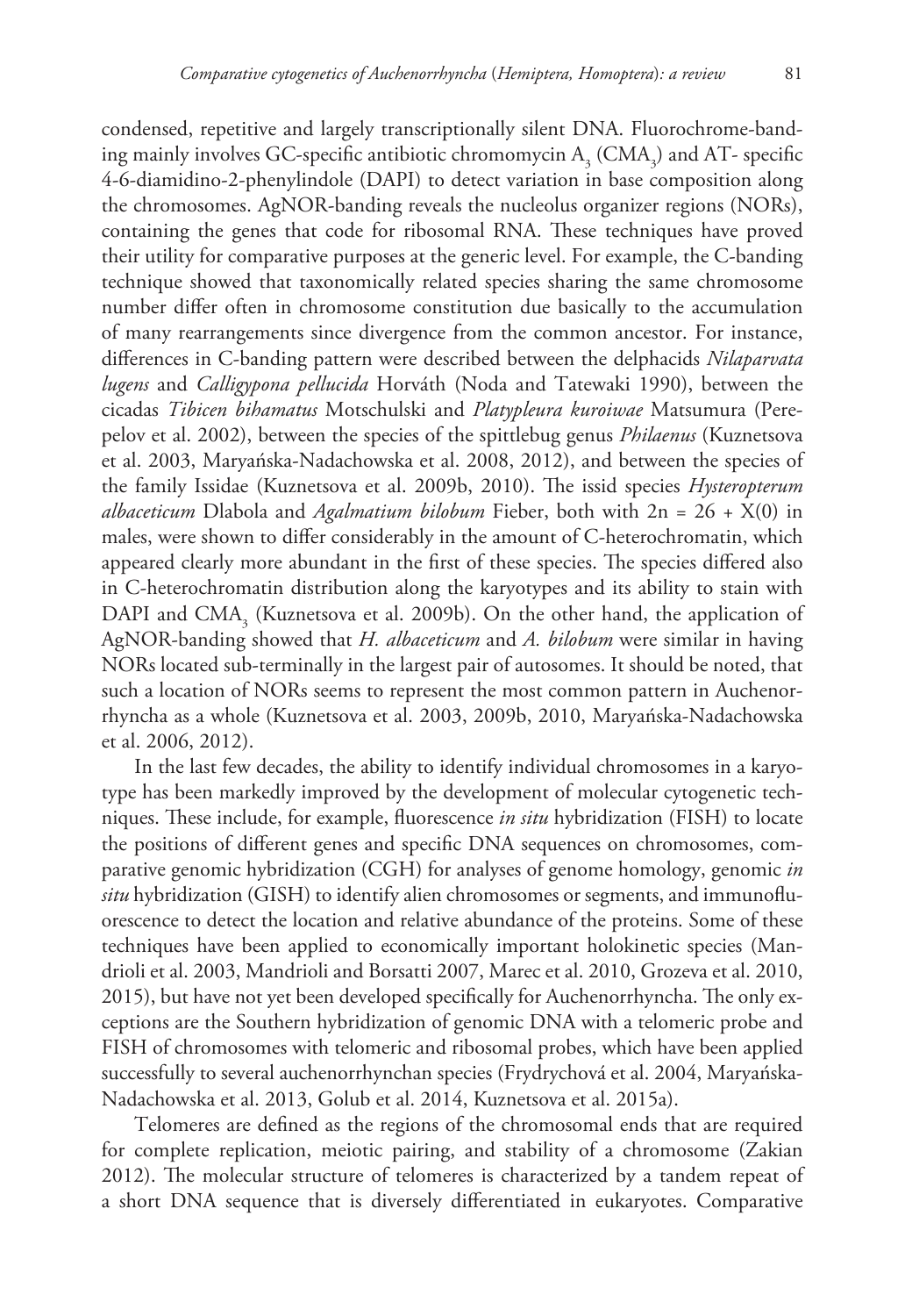condensed, repetitive and largely transcriptionally silent DNA. Fluorochrome-banding mainly involves GC-specific antibiotic chromomycin $A_3$ ($CMA_3$) and AT- specific 4-6-diamidino-2-phenylindole (DAPI) to detect variation in base composition along the chromosomes. AgNOR-banding reveals the nucleolus organizer regions (NORs), containing the genes that code for ribosomal RNA. These techniques have proved their utility for comparative purposes at the generic level. For example, the C-banding technique showed that taxonomically related species sharing the same chromosome number differ often in chromosome constitution due basically to the accumulation of many rearrangements since divergence from the common ancestor. For instance, differences in C-banding pattern were described between the delphacids *Nilaparvata lugens* and *Calligypona pellucida* Horváth (Noda and Tatewaki 1990), between the cicadas *Tibicen bihamatus* Motschulski and *Platypleura kuroiwae* Matsumura (Perepelov et al. 2002), between the species of the spittlebug genus *Philaenus* (Kuznetsova et al. 2003, Maryańska-Nadachowska et al. 2008, 2012), and between the species of the family Issidae (Kuznetsova et al. 2009b, 2010). The issid species *Hysteropterum albaceticum* Dlabola and *Agalmatium bilobum* Fieber, both with 2n = 26 + X(0) in males, were shown to differ considerably in the amount of C-heterochromatin, which appeared clearly more abundant in the first of these species. The species differed also in C-heterochromatin distribution along the karyotypes and its ability to stain with DAPI and $CMA_3$ (Kuznetsova et al. 2009b). On the other hand, the application of AgNOR-banding showed that *H. albaceticum* and *A. bilobum* were similar in having NORs located sub-terminally in the largest pair of autosomes. It should be noted, that such a location of NORs seems to represent the most common pattern in Auchenorrhyncha as a whole (Kuznetsova et al. 2003, 2009b, 2010, Maryańska-Nadachowska et al. 2006, 2012).

In the last few decades, the ability to identify individual chromosomes in a karyotype has been markedly improved by the development of molecular cytogenetic techniques. These include, for example, fluorescence *in situ* hybridization (FISH) to locate the positions of different genes and specific DNA sequences on chromosomes, comparative genomic hybridization (CGH) for analyses of genome homology, genomic *in situ* hybridization (GISH) to identify alien chromosomes or segments, and immunofluorescence to detect the location and relative abundance of the proteins. Some of these techniques have been applied to economically important holokinetic species (Mandrioli et al. 2003, Mandrioli and Borsatti 2007, Marec et al. 2010, Grozeva et al. 2010, 2015), but have not yet been developed specifically for Auchenorrhyncha. The only exceptions are the Southern hybridization of genomic DNA with a telomeric probe and FISH of chromosomes with telomeric and ribosomal probes, which have been applied successfully to several auchenorrhynchan species (Frydrychová et al. 2004, Maryańska-Nadachowska et al. 2013, Golub et al. 2014, Kuznetsova et al. 2015a).

Telomeres are defined as the regions of the chromosomal ends that are required for complete replication, meiotic pairing, and stability of a chromosome (Zakian 2012). The molecular structure of telomeres is characterized by a tandem repeat of a short DNA sequence that is diversely differentiated in eukaryotes. Comparative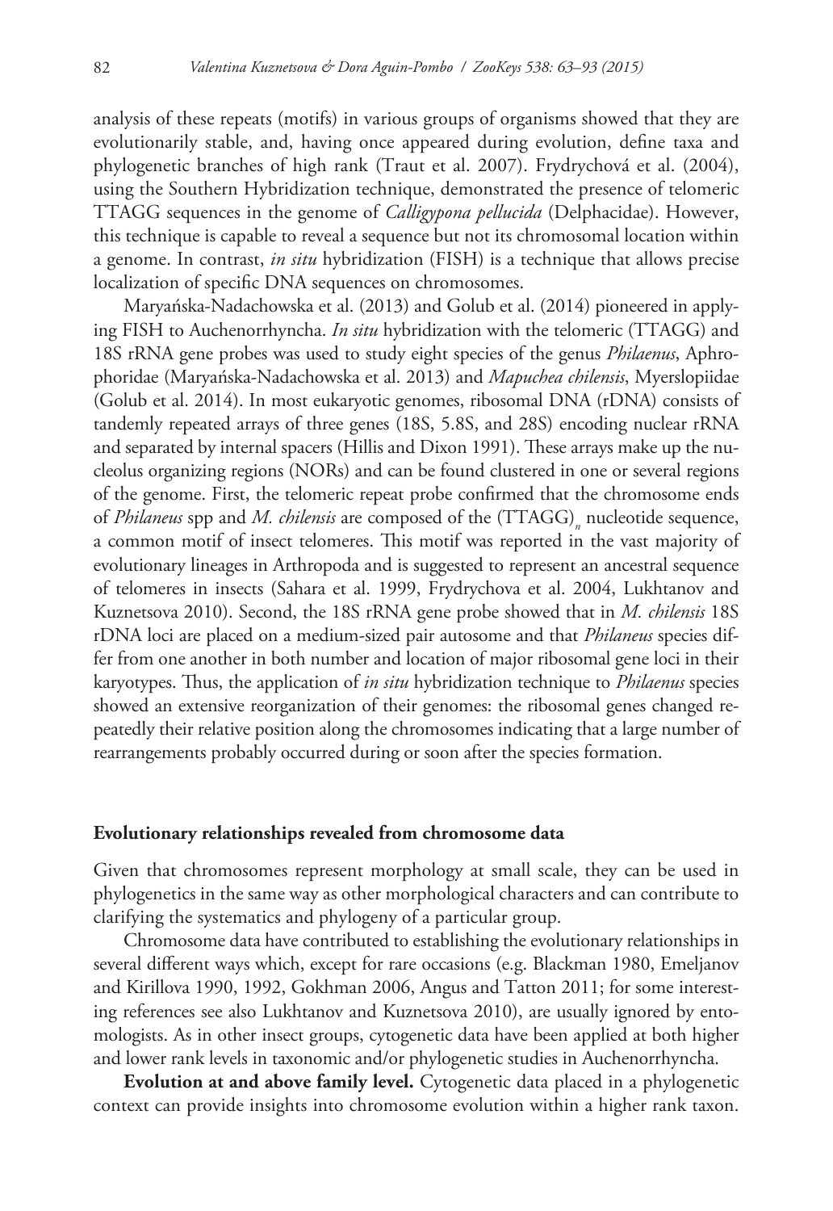analysis of these repeats (motifs) in various groups of organisms showed that they are evolutionarily stable, and, having once appeared during evolution, define taxa and phylogenetic branches of high rank (Traut et al. 2007). Frydrychová et al. (2004), using the Southern Hybridization technique, demonstrated the presence of telomeric TTAGG sequences in the genome of *Calligypona pellucida* (Delphacidae). However, this technique is capable to reveal a sequence but not its chromosomal location within a genome. In contrast, *in situ* hybridization (FISH) is a technique that allows precise localization of specific DNA sequences on chromosomes.

Maryańska-Nadachowska et al. (2013) and Golub et al. (2014) pioneered in applying FISH to Auchenorrhyncha. *In situ* hybridization with the telomeric (TTAGG) and 18S rRNA gene probes was used to study eight species of the genus *Philaenus*, Aphrophoridae (Maryańska-Nadachowska et al. 2013) and *Mapuchea chilensis*, Myerslopiidae (Golub et al. 2014). In most eukaryotic genomes, ribosomal DNA (rDNA) consists of tandemly repeated arrays of three genes (18S, 5.8S, and 28S) encoding nuclear rRNA and separated by internal spacers (Hillis and Dixon 1991). These arrays make up the nucleolus organizing regions (NORs) and can be found clustered in one or several regions of the genome. First, the telomeric repeat probe confirmed that the chromosome ends of *Philaneus* spp and *M. chilensis* are composed of the $(TTAGG)_n$ nucleotide sequence, a common motif of insect telomeres. This motif was reported in the vast majority of evolutionary lineages in Arthropoda and is suggested to represent an ancestral sequence of telomeres in insects (Sahara et al. 1999, Frydrychova et al. 2004, Lukhtanov and Kuznetsova 2010). Second, the 18S rRNA gene probe showed that in *M. chilensis* 18S rDNA loci are placed on a medium-sized pair autosome and that *Philaneus* species differ from one another in both number and location of major ribosomal gene loci in their karyotypes. Thus, the application of *in situ* hybridization technique to *Philaenus* species showed an extensive reorganization of their genomes: the ribosomal genes changed repeatedly their relative position along the chromosomes indicating that a large number of rearrangements probably occurred during or soon after the species formation.

### Evolutionary relationships revealed from chromosome data

Given that chromosomes represent morphology at small scale, they can be used in phylogenetics in the same way as other morphological characters and can contribute to clarifying the systematics and phylogeny of a particular group.

Chromosome data have contributed to establishing the evolutionary relationships in several different ways which, except for rare occasions (e.g. Blackman 1980, Emeljanov and Kirillova 1990, 1992, Gokhman 2006, Angus and Tatton 2011; for some interesting references see also Lukhtanov and Kuznetsova 2010), are usually ignored by entomologists. As in other insect groups, cytogenetic data have been applied at both higher and lower rank levels in taxonomic and/or phylogenetic studies in Auchenorrhyncha.

**Evolution at and above family level.** Cytogenetic data placed in a phylogenetic context can provide insights into chromosome evolution within a higher rank taxon.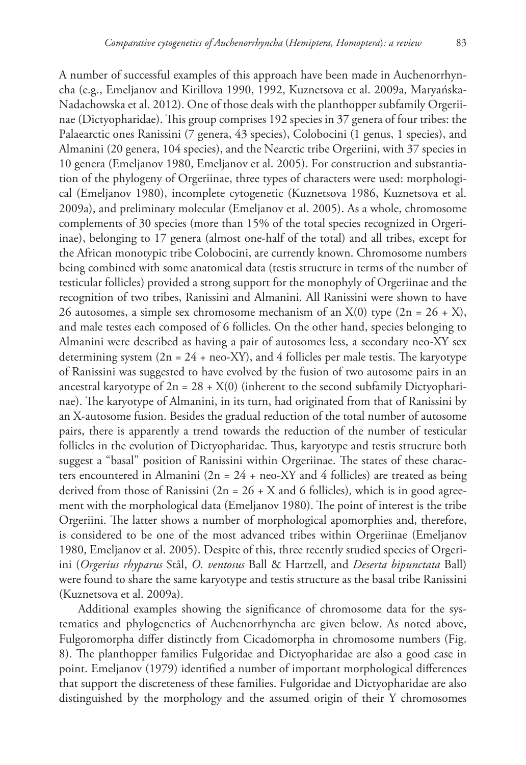A number of successful examples of this approach have been made in Auchenorrhyncha (e.g., Emeljanov and Kirillova 1990, 1992, Kuznetsova et al. 2009a, Maryańska-Nadachowska et al. 2012). One of those deals with the planthopper subfamily Orgeriinae (Dictyopharidae). This group comprises 192 species in 37 genera of four tribes: the Palaearctic ones Ranissini (7 genera, 43 species), Colobocini (1 genus, 1 species), and Almanini (20 genera, 104 species), and the Nearctic tribe Orgeriini, with 37 species in 10 genera (Emeljanov 1980, Emeljanov et al. 2005). For construction and substantiation of the phylogeny of Orgeriinae, three types of characters were used: morphological (Emeljanov 1980), incomplete cytogenetic (Kuznetsova 1986, Kuznetsova et al. 2009a), and preliminary molecular (Emeljanov et al. 2005). As a whole, chromosome complements of 30 species (more than 15% of the total species recognized in Orgeriinae), belonging to 17 genera (almost one-half of the total) and all tribes, except for the African monotypic tribe Colobocini, are currently known. Chromosome numbers being combined with some anatomical data (testis structure in terms of the number of testicular follicles) provided a strong support for the monophyly of Orgeriinae and the recognition of two tribes, Ranissini and Almanini. All Ranissini were shown to have 26 autosomes, a simple sex chromosome mechanism of an X(0) type (2n = 26 + X), and male testes each composed of 6 follicles. On the other hand, species belonging to Almanini were described as having a pair of autosomes less, a secondary neo-XY sex determining system (2n = 24 + neo-XY), and 4 follicles per male testis. The karyotype of Ranissini was suggested to have evolved by the fusion of two autosome pairs in an ancestral karyotype of 2n = 28 + X(0) (inherent to the second subfamily Dictyopharinae). The karyotype of Almanini, in its turn, had originated from that of Ranissini by an X-autosome fusion. Besides the gradual reduction of the total number of autosome pairs, there is apparently a trend towards the reduction of the number of testicular follicles in the evolution of Dictyopharidae. Thus, karyotype and testis structure both suggest a "basal" position of Ranissini within Orgeriinae. The states of these characters encountered in Almanini (2n = 24 + neo-XY and 4 follicles) are treated as being derived from those of Ranissini (2n = 26 + X and 6 follicles), which is in good agreement with the morphological data (Emeljanov 1980). The point of interest is the tribe Orgeriini. The latter shows a number of morphological apomorphies and, therefore, is considered to be one of the most advanced tribes within Orgeriinae (Emeljanov 1980, Emeljanov et al. 2005). Despite of this, three recently studied species of Orgeriini (*Orgerius rhyparus* Stål, *O. ventosus* Ball & Hartzell, and *Deserta bipunctata* Ball) were found to share the same karyotype and testis structure as the basal tribe Ranissini (Kuznetsova et al. 2009a).

Additional examples showing the significance of chromosome data for the systematics and phylogenetics of Auchenorrhyncha are given below. As noted above, Fulgoromorpha differ distinctly from Cicadomorpha in chromosome numbers (Fig. 8). The planthopper families Fulgoridae and Dictyopharidae are also a good case in point. Emeljanov (1979) identified a number of important morphological differences that support the discreteness of these families. Fulgoridae and Dictyopharidae are also distinguished by the morphology and the assumed origin of their Y chromosomes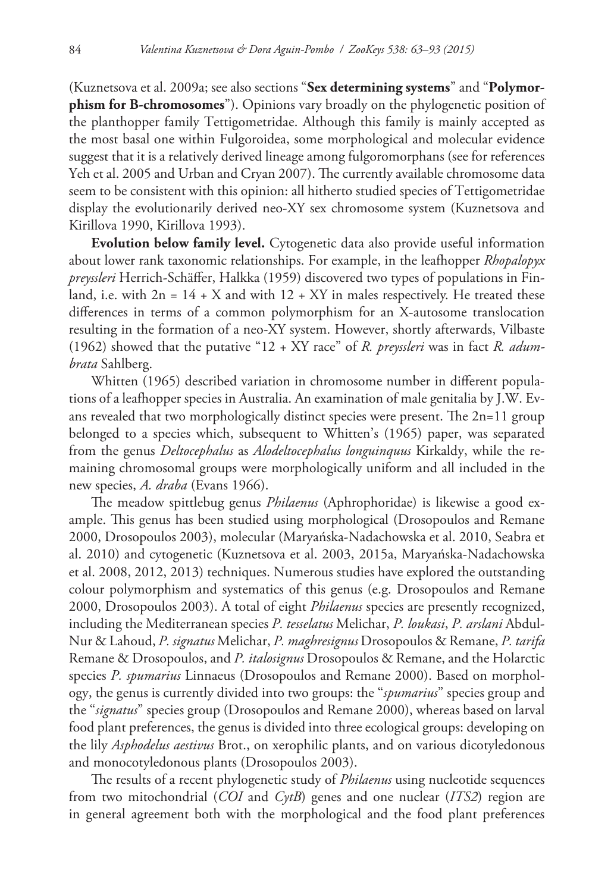(Kuznetsova et al. 2009a; see also sections "**Sex determining systems**" and "**Polymorphism for B-chromosomes**"). Opinions vary broadly on the phylogenetic position of the planthopper family Tettigometridae. Although this family is mainly accepted as the most basal one within Fulgoroidea, some morphological and molecular evidence suggest that it is a relatively derived lineage among fulgoromorphans (see for references Yeh et al. 2005 and Urban and Cryan 2007). The currently available chromosome data seem to be consistent with this opinion: all hitherto studied species of Tettigometridae display the evolutionarily derived neo-XY sex chromosome system (Kuznetsova and Kirillova 1990, Kirillova 1993).

**Evolution below family level.** Cytogenetic data also provide useful information about lower rank taxonomic relationships. For example, in the leafhopper *Rhopalopyx preyssleri* Herrich-Schäffer, Halkka (1959) discovered two types of populations in Finland, i.e. with 2n = 14 + X and with 12 + XY in males respectively. He treated these differences in terms of a common polymorphism for an X-autosome translocation resulting in the formation of a neo-XY system. However, shortly afterwards, Vilbaste (1962) showed that the putative "12 + XY race" of *R. preyssleri* was in fact *R. adumbrata* Sahlberg.

Whitten (1965) described variation in chromosome number in different populations of a leafhopper species in Australia. An examination of male genitalia by J.W. Evans revealed that two morphologically distinct species were present. The 2n=11 group belonged to a species which, subsequent to Whitten's (1965) paper, was separated from the genus *Deltocephalus* as *Alodeltocephalus longuinquus* Kirkaldy, while the remaining chromosomal groups were morphologically uniform and all included in the new species, *A. draba* (Evans 1966).

The meadow spittlebug genus *Philaenus* (Aphrophoridae) is likewise a good example. This genus has been studied using morphological (Drosopoulos and Remane 2000, Drosopoulos 2003), molecular (Maryańska-Nadachowska et al. 2010, Seabra et al. 2010) and cytogenetic (Kuznetsova et al. 2003, 2015a, Maryańska-Nadachowska et al. 2008, 2012, 2013) techniques. Numerous studies have explored the outstanding colour polymorphism and systematics of this genus (e.g. Drosopoulos and Remane 2000, Drosopoulos 2003). A total of eight *Philaenus* species are presently recognized, including the Mediterranean species *P. tesselatus* Melichar, *P. loukasi*, *P. arslani* Abdul-Nur & Lahoud, *P. signatus* Melichar, *P. maghresignus* Drosopoulos & Remane, *P. tarifa* Remane & Drosopoulos, and *P. italosignus* Drosopoulos & Remane, and the Holarctic species *P. spumarius* Linnaeus (Drosopoulos and Remane 2000). Based on morphology, the genus is currently divided into two groups: the "*spumarius*" species group and the "*signatus*" species group (Drosopoulos and Remane 2000), whereas based on larval food plant preferences, the genus is divided into three ecological groups: developing on the lily *Asphodelus aestivus* Brot., on xerophilic plants, and on various dicotyledonous and monocotyledonous plants (Drosopoulos 2003).

The results of a recent phylogenetic study of *Philaenus* using nucleotide sequences from two mitochondrial (*COI* and *CytB*) genes and one nuclear (*ITS2*) region are in general agreement both with the morphological and the food plant preferences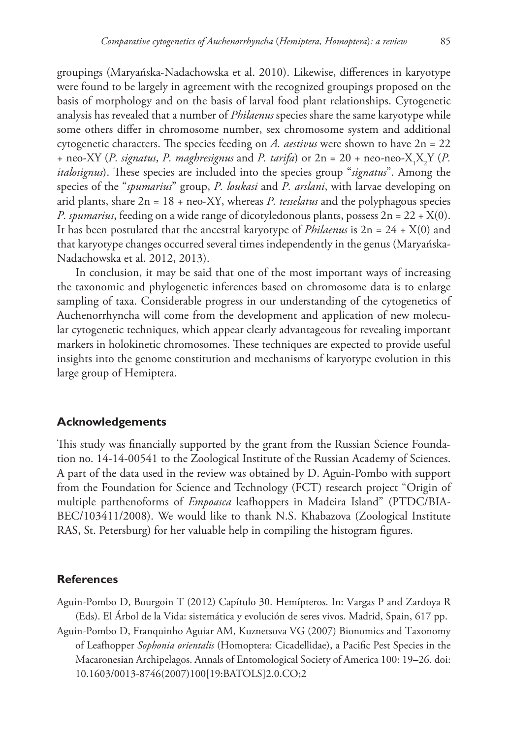groupings (Maryańska-Nadachowska et al. 2010). Likewise, differences in karyotype were found to be largely in agreement with the recognized groupings proposed on the basis of morphology and on the basis of larval food plant relationships. Cytogenetic analysis has revealed that a number of *Philaenus* species share the same karyotype while some others differ in chromosome number, sex chromosome system and additional cytogenetic characters. The species feeding on *A. aestivus* were shown to have 2n = 22 + neo-XY (*P. signatus*, *P. maghresignus* and *P. tarifa*) or 2n = 20 + neo-neo-$X_1X_2Y$ (*P. italosignus*). These species are included into the species group "*signatus*". Among the species of the "*spumarius*" group, *P. loukasi* and *P. arslani*, with larvae developing on arid plants, share 2n = 18 + neo-XY, whereas *P. tesselatus* and the polyphagous species *P. spumarius*, feeding on a wide range of dicotyledonous plants, possess 2n = 22 + X(0). It has been postulated that the ancestral karyotype of *Philaenus* is 2n = 24 + X(0) and that karyotype changes occurred several times independently in the genus (Maryańska-Nadachowska et al. 2012, 2013).

In conclusion, it may be said that one of the most important ways of increasing the taxonomic and phylogenetic inferences based on chromosome data is to enlarge sampling of taxa. Considerable progress in our understanding of the cytogenetics of Auchenorrhyncha will come from the development and application of new molecular cytogenetic techniques, which appear clearly advantageous for revealing important markers in holokinetic chromosomes. These techniques are expected to provide useful insights into the genome constitution and mechanisms of karyotype evolution in this large group of Hemiptera.

## Acknowledgements

This study was financially supported by the grant from the Russian Science Foundation no. 14-14-00541 to the Zoological Institute of the Russian Academy of Sciences. A part of the data used in the review was obtained by D. Aguin-Pombo with support from the Foundation for Science and Technology (FCT) research project "Origin of multiple parthenoforms of *Empoasca* leafhoppers in Madeira Island" (PTDC/BIA-BEC/103411/2008). We would like to thank N.S. Khabazova (Zoological Institute RAS, St. Petersburg) for her valuable help in compiling the histogram figures.

## References

Aguin-Pombo D, Bourgoin T (2012) Capítulo 30. Hemípteros. In: Vargas P and Zardoya R (Eds). El Árbol de la Vida: sistemática y evolución de seres vivos. Madrid, Spain, 617 pp.

Aguin-Pombo D, Franquinho Aguiar AM, Kuznetsova VG (2007) Bionomics and Taxonomy of Leafhopper *Sophonia orientalis* (Homoptera: Cicadellidae), a Pacific Pest Species in the Macaronesian Archipelagos. Annals of Entomological Society of America 100: 19–26. doi: 10.1603/0013-8746(2007)100[19:BATOLS]2.0.CO;2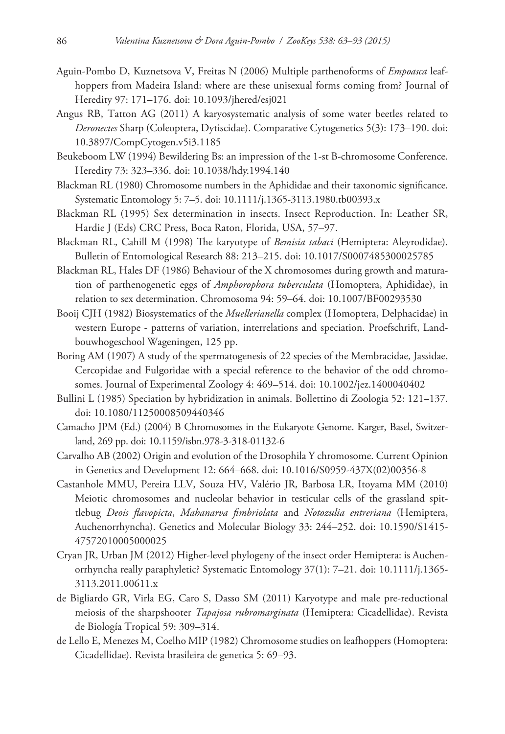Aguin-Pombo D, Kuznetsova V, Freitas N (2006) Multiple parthenoforms of *Empoasca* leafhoppers from Madeira Island: where are these unisexual forms coming from? Journal of Heredity 97: 171–176. doi: 10.1093/jhered/esj021

Angus RB, Tatton AG (2011) A karyosystematic analysis of some water beetles related to *Deronectes* Sharp (Coleoptera, Dytiscidae). Comparative Cytogenetics 5(3): 173–190. doi: 10.3897/CompCytogen.v5i3.1185

Beukeboom LW (1994) Bewildering Bs: an impression of the 1-st B-chromosome Conference. Heredity 73: 323–336. doi: 10.1038/hdy.1994.140

Blackman RL (1980) Chromosome numbers in the Aphididae and their taxonomic significance. Systematic Entomology 5: 7–5. doi: 10.1111/j.1365-3113.1980.tb00393.x

Blackman RL (1995) Sex determination in insects. Insect Reproduction. In: Leather SR, Hardie J (Eds) CRC Press, Boca Raton, Florida, USA, 57–97.

Blackman RL, Cahill M (1998) The karyotype of *Bemisia tabaci* (Hemiptera: Aleyrodidae). Bulletin of Entomological Research 88: 213–215. doi: 10.1017/S0007485300025785

Blackman RL, Hales DF (1986) Behaviour of the X chromosomes during growth and maturation of parthenogenetic eggs of *Amphorophora tuberculata* (Homoptera, Aphididae), in relation to sex determination. Chromosoma 94: 59–64. doi: 10.1007/BF00293530

Booij CJH (1982) Biosystematics of the *Muellerianella* complex (Homoptera, Delphacidae) in western Europe - patterns of variation, interrelations and speciation. Proefschrift, Landbouwhogeschool Wageningen, 125 pp.

Boring AM (1907) A study of the spermatogenesis of 22 species of the Membracidae, Jassidae, Cercopidae and Fulgoridae with a special reference to the behavior of the odd chromosomes. Journal of Experimental Zoology 4: 469–514. doi: 10.1002/jez.1400040402

Bullini L (1985) Speciation by hybridization in animals. Bollettino di Zoologia 52: 121–137. doi: 10.1080/11250008509440346

Camacho JPM (Ed.) (2004) B Chromosomes in the Eukaryote Genome. Karger, Basel, Switzerland, 269 pp. doi: 10.1159/isbn.978-3-318-01132-6

Carvalho AB (2002) Origin and evolution of the Drosophila Y chromosome. Current Opinion in Genetics and Development 12: 664–668. doi: 10.1016/S0959-437X(02)00356-8

Castanhole MMU, Pereira LLV, Souza HV, Valério JR, Barbosa LR, Itoyama MM (2010) Meiotic chromosomes and nucleolar behavior in testicular cells of the grassland spittlebug *Deois flavopicta*, *Mahanarva fimbriolata* and *Notozulia entreriana* (Hemiptera, Auchenorrhyncha). Genetics and Molecular Biology 33: 244–252. doi: 10.1590/S1415-47572010005000025

Cryan JR, Urban JM (2012) Higher-level phylogeny of the insect order Hemiptera: is Auchenorrhyncha really paraphyletic? Systematic Entomology 37(1): 7–21. doi: 10.1111/j.1365-3113.2011.00611.x

de Bigliardo GR, Virla EG, Caro S, Dasso SM (2011) Karyotype and male pre-reductional meiosis of the sharpshooter *Tapajosa rubromarginata* (Hemiptera: Cicadellidae). Revista de Biología Tropical 59: 309–314.

de Lello E, Menezes M, Coelho MIP (1982) Chromosome studies on leafhoppers (Homoptera: Cicadellidae). Revista brasileira de genetica 5: 69–93.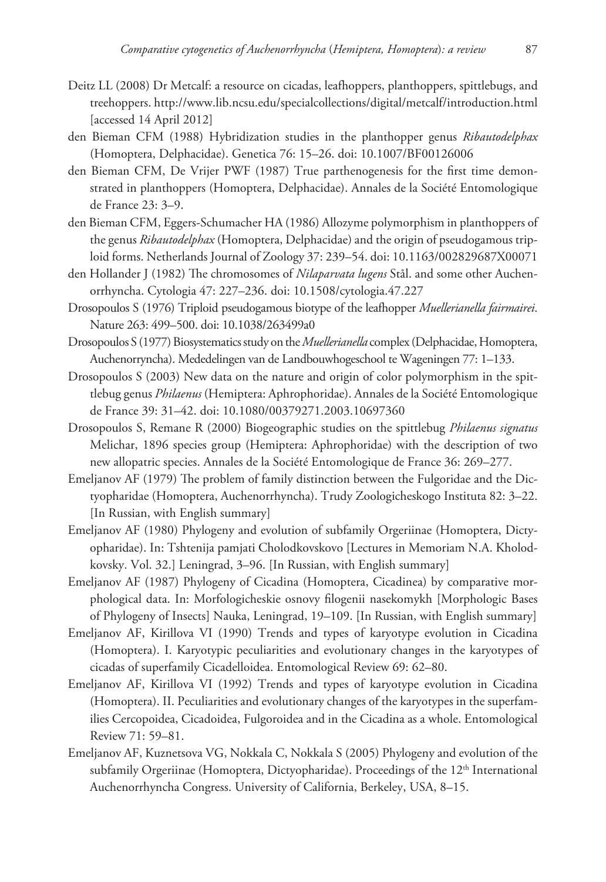Deitz LL (2008) Dr Metcalf: a resource on cicadas, leafhoppers, planthoppers, spittlebugs, and treehoppers. http://www.lib.ncsu.edu/specialcollections/digital/metcalf/introduction.html [accessed 14 April 2012]

den Bieman CFM (1988) Hybridization studies in the planthopper genus *Ribautodelphax* (Homoptera, Delphacidae). Genetica 76: 15–26. doi: 10.1007/BF00126006

den Bieman CFM, De Vrijer PWF (1987) True parthenogenesis for the first time demonstrated in planthoppers (Homoptera, Delphacidae). Annales de la Société Entomologique de France 23: 3–9.

den Bieman CFM, Eggers-Schumacher HA (1986) Allozyme polymorphism in planthoppers of the genus *Ribautodelphax* (Homoptera, Delphacidae) and the origin of pseudogamous triploid forms. Netherlands Journal of Zoology 37: 239–54. doi: 10.1163/002829687X00071

den Hollander J (1982) The chromosomes of *Nilaparvata lugens* Stål. and some other Auchenorrhyncha. Cytologia 47: 227–236. doi: 10.1508/cytologia.47.227

Drosopoulos S (1976) Triploid pseudogamous biotype of the leafhopper *Muellerianella fairmairei*. Nature 263: 499–500. doi: 10.1038/263499a0

Drosopoulos S (1977) Biosystematics study on the *Muellerianella* complex (Delphacidae, Homoptera, Auchenorryncha). Mededelingen van de Landbouwhogeschool te Wageningen 77: 1–133.

Drosopoulos S (2003) New data on the nature and origin of color polymorphism in the spittlebug genus *Philaenus* (Hemiptera: Aphrophoridae). Annales de la Société Entomologique de France 39: 31–42. doi: 10.1080/00379271.2003.10697360

Drosopoulos S, Remane R (2000) Biogeographic studies on the spittlebug *Philaenus signatus* Melichar, 1896 species group (Hemiptera: Aphrophoridae) with the description of two new allopatric species. Annales de la Société Entomologique de France 36: 269–277.

Emeljanov AF (1979) The problem of family distinction between the Fulgoridae and the Dictyopharidae (Homoptera, Auchenorrhyncha). Trudy Zoologicheskogo Instituta 82: 3–22. [In Russian, with English summary]

Emeljanov AF (1980) Phylogeny and evolution of subfamily Orgeriinae (Homoptera, Dictyopharidae). In: Tshtenija pamjati Cholodkovskovo [Lectures in Memoriam N.A. Kholodkovsky. Vol. 32.] Leningrad, 3–96. [In Russian, with English summary]

Emeljanov AF (1987) Phylogeny of Cicadina (Homoptera, Cicadinea) by comparative morphological data. In: Morfologicheskie osnovy filogenii nasekomykh [Morphologic Bases of Phylogeny of Insects] Nauka, Leningrad, 19–109. [In Russian, with English summary]

Emeljanov AF, Kirillova VI (1990) Trends and types of karyotype evolution in Cicadina (Homoptera). I. Karyotypic peculiarities and evolutionary changes in the karyotypes of cicadas of superfamily Cicadelloidea. Entomological Review 69: 62–80.

Emeljanov AF, Kirillova VI (1992) Trends and types of karyotype evolution in Cicadina (Homoptera). II. Peculiarities and evolutionary changes of the karyotypes in the superfamilies Cercopoidea, Cicadoidea, Fulgoroidea and in the Cicadina as a whole. Entomological Review 71: 59–81.

Emeljanov AF, Kuznetsova VG, Nokkala C, Nokkala S (2005) Phylogeny and evolution of the subfamily Orgeriinae (Homoptera, Dictyopharidae). Proceedings of the 12th International Auchenorrhyncha Congress. University of California, Berkeley, USA, 8–15.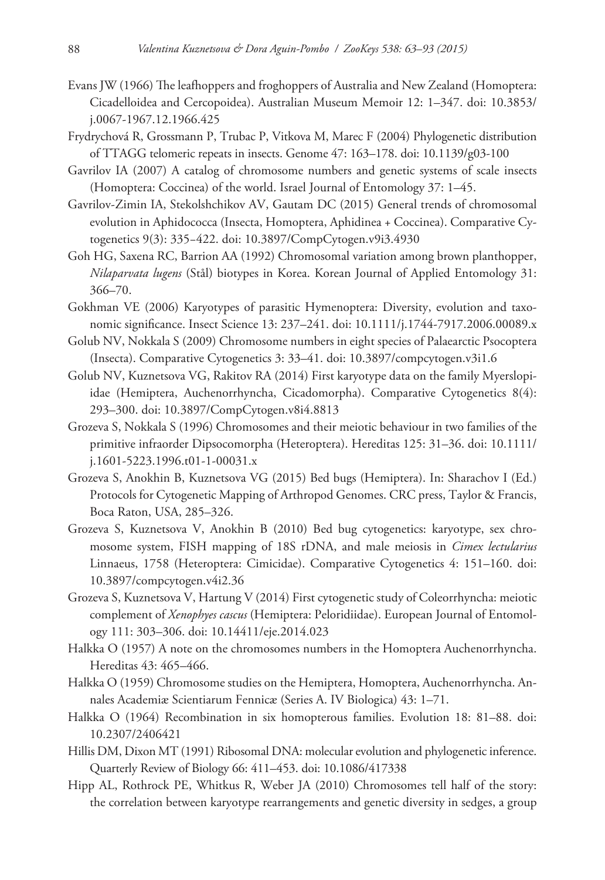Evans JW (1966) The leafhoppers and froghoppers of Australia and New Zealand (Homoptera: Cicadelloidea and Cercopoidea). Australian Museum Memoir 12: 1–347. doi: 10.3853/j.0067-1967.12.1966.425

Frydrychová R, Grossmann P, Trubac P, Vitkova M, Marec F (2004) Phylogenetic distribution of TTAGG telomeric repeats in insects. Genome 47: 163–178. doi: 10.1139/g03-100

Gavrilov IA (2007) A catalog of chromosome numbers and genetic systems of scale insects (Homoptera: Coccinea) of the world. Israel Journal of Entomology 37: 1–45.

Gavrilov-Zimin IA, Stekolshchikov AV, Gautam DC (2015) General trends of chromosomal evolution in Aphidococca (Insecta, Homoptera, Aphidinea + Coccinea). Comparative Cytogenetics 9(3): 335–422. doi: 10.3897/CompCytogen.v9i3.4930

Goh HG, Saxena RC, Barrion AA (1992) Chromosomal variation among brown planthopper, *Nilaparvata lugens* (Stål) biotypes in Korea. Korean Journal of Applied Entomology 31: 366–70.

Gokhman VE (2006) Karyotypes of parasitic Hymenoptera: Diversity, evolution and taxonomic significance. Insect Science 13: 237–241. doi: 10.1111/j.1744-7917.2006.00089.x

Golub NV, Nokkala S (2009) Chromosome numbers in eight species of Palaearctic Psocoptera (Insecta). Comparative Cytogenetics 3: 33–41. doi: 10.3897/compcytogen.v3i1.6

Golub NV, Kuznetsova VG, Rakitov RA (2014) First karyotype data on the family Myerslopiidae (Hemiptera, Auchenorrhyncha, Cicadomorpha). Comparative Cytogenetics 8(4): 293–300. doi: 10.3897/CompCytogen.v8i4.8813

Grozeva S, Nokkala S (1996) Chromosomes and their meiotic behaviour in two families of the primitive infraorder Dipsocomorpha (Heteroptera). Hereditas 125: 31–36. doi: 10.1111/j.1601-5223.1996.t01-1-00031.x

Grozeva S, Anokhin B, Kuznetsova VG (2015) Bed bugs (Hemiptera). In: Sharachov I (Ed.) Protocols for Cytogenetic Mapping of Arthropod Genomes. CRC press, Taylor & Francis, Boca Raton, USA, 285–326.

Grozeva S, Kuznetsova V, Anokhin B (2010) Bed bug cytogenetics: karyotype, sex chromosome system, FISH mapping of 18S rDNA, and male meiosis in *Cimex lectularius* Linnaeus, 1758 (Heteroptera: Cimicidae). Comparative Cytogenetics 4: 151–160. doi: 10.3897/compcytogen.v4i2.36

Grozeva S, Kuznetsova V, Hartung V (2014) First cytogenetic study of Coleorrhyncha: meiotic complement of *Xenophyes cascus* (Hemiptera: Peloridiidae). European Journal of Entomology 111: 303–306. doi: 10.14411/eje.2014.023

Halkka O (1957) A note on the chromosomes numbers in the Homoptera Auchenorrhyncha. Hereditas 43: 465–466.

Halkka O (1959) Chromosome studies on the Hemiptera, Homoptera, Auchenorrhyncha. Annales Academiæ Scientiarum Fennicæ (Series A. IV Biologica) 43: 1–71.

Halkka O (1964) Recombination in six homopterous families. Evolution 18: 81–88. doi: 10.2307/2406421

Hillis DM, Dixon MT (1991) Ribosomal DNA: molecular evolution and phylogenetic inference. Quarterly Review of Biology 66: 411–453. doi: 10.1086/417338

Hipp AL, Rothrock PE, Whitkus R, Weber JA (2010) Chromosomes tell half of the story: the correlation between karyotype rearrangements and genetic diversity in sedges, a group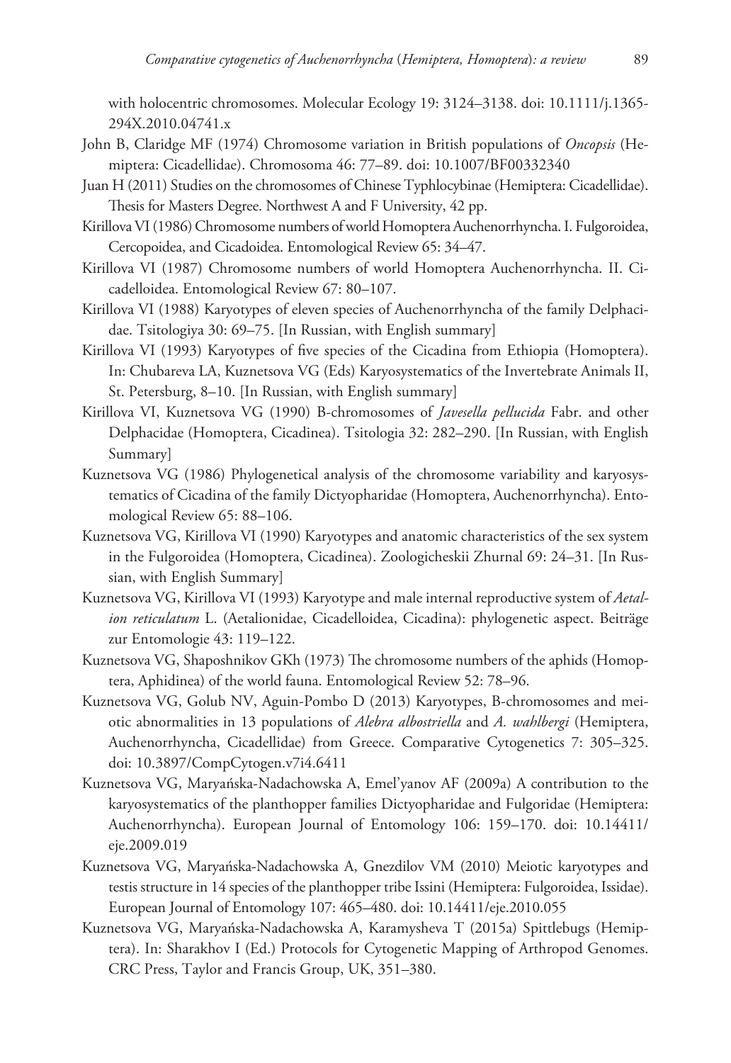with holocentric chromosomes. Molecular Ecology 19: 3124–3138. doi: 10.1111/j.1365-294X.2010.04741.x

John B, Claridge MF (1974) Chromosome variation in British populations of *Oncopsis* (Hemiptera: Cicadellidae). Chromosoma 46: 77–89. doi: 10.1007/BF00332340

Juan H (2011) Studies on the chromosomes of Chinese Typhlocybinae (Hemiptera: Cicadellidae). Thesis for Masters Degree. Northwest A and F University, 42 pp.

Kirillova VI (1986) Chromosome numbers of world Homoptera Auchenorrhyncha. I. Fulgoroidea, Cercopoidea, and Cicadoidea. Entomological Review 65: 34–47.

Kirillova VI (1987) Chromosome numbers of world Homoptera Auchenorrhyncha. II. Cicadelloidea. Entomological Review 67: 80–107.

Kirillova VI (1988) Karyotypes of eleven species of Auchenorrhyncha of the family Delphacidae. Tsitologiya 30: 69–75. [In Russian, with English summary]

Kirillova VI (1993) Karyotypes of five species of the Cicadina from Ethiopia (Homoptera). In: Chubareva LA, Kuznetsova VG (Eds) Karyosystematics of the Invertebrate Animals II, St. Petersburg, 8–10. [In Russian, with English summary]

Kirillova VI, Kuznetsova VG (1990) B-chromosomes of *Javesella pellucida* Fabr. and other Delphacidae (Homoptera, Cicadinea). Tsitologia 32: 282–290. [In Russian, with English Summary]

Kuznetsova VG (1986) Phylogenetical analysis of the chromosome variability and karyosystematics of Cicadina of the family Dictyopharidae (Homoptera, Auchenorrhyncha). Entomological Review 65: 88–106.

Kuznetsova VG, Kirillova VI (1990) Karyotypes and anatomic characteristics of the sex system in the Fulgoroidea (Homoptera, Cicadinea). Zoologicheskii Zhurnal 69: 24–31. [In Russian, with English Summary]

Kuznetsova VG, Kirillova VI (1993) Karyotype and male internal reproductive system of *Aetalion reticulatum* L. (Aetalionidae, Cicadelloidea, Cicadina): phylogenetic aspect. Beiträge zur Entomologie 43: 119–122.

Kuznetsova VG, Shaposhnikov GKh (1973) The chromosome numbers of the aphids (Homoptera, Aphidinea) of the world fauna. Entomological Review 52: 78–96.

Kuznetsova VG, Golub NV, Aguin-Pombo D (2013) Karyotypes, B-chromosomes and meiotic abnormalities in 13 populations of *Alebra albostriella* and *A. wahlbergi* (Hemiptera, Auchenorrhyncha, Cicadellidae) from Greece. Comparative Cytogenetics 7: 305–325. doi: 10.3897/CompCytogen.v7i4.6411

Kuznetsova VG, Maryańska-Nadachowska A, Emel'yanov AF (2009a) A contribution to the karyosystematics of the planthopper families Dictyopharidae and Fulgoridae (Hemiptera: Auchenorrhyncha). European Journal of Entomology 106: 159–170. doi: 10.14411/eje.2009.019

Kuznetsova VG, Maryańska-Nadachowska A, Gnezdilov VM (2010) Meiotic karyotypes and testis structure in 14 species of the planthopper tribe Issini (Hemiptera: Fulgoroidea, Issidae). European Journal of Entomology 107: 465–480. doi: 10.14411/eje.2010.055

Kuznetsova VG, Maryańska-Nadachowska A, Karamysheva T (2015a) Spittlebugs (Hemiptera). In: Sharakhov I (Ed.) Protocols for Cytogenetic Mapping of Arthropod Genomes. CRC Press, Taylor and Francis Group, UK, 351–380.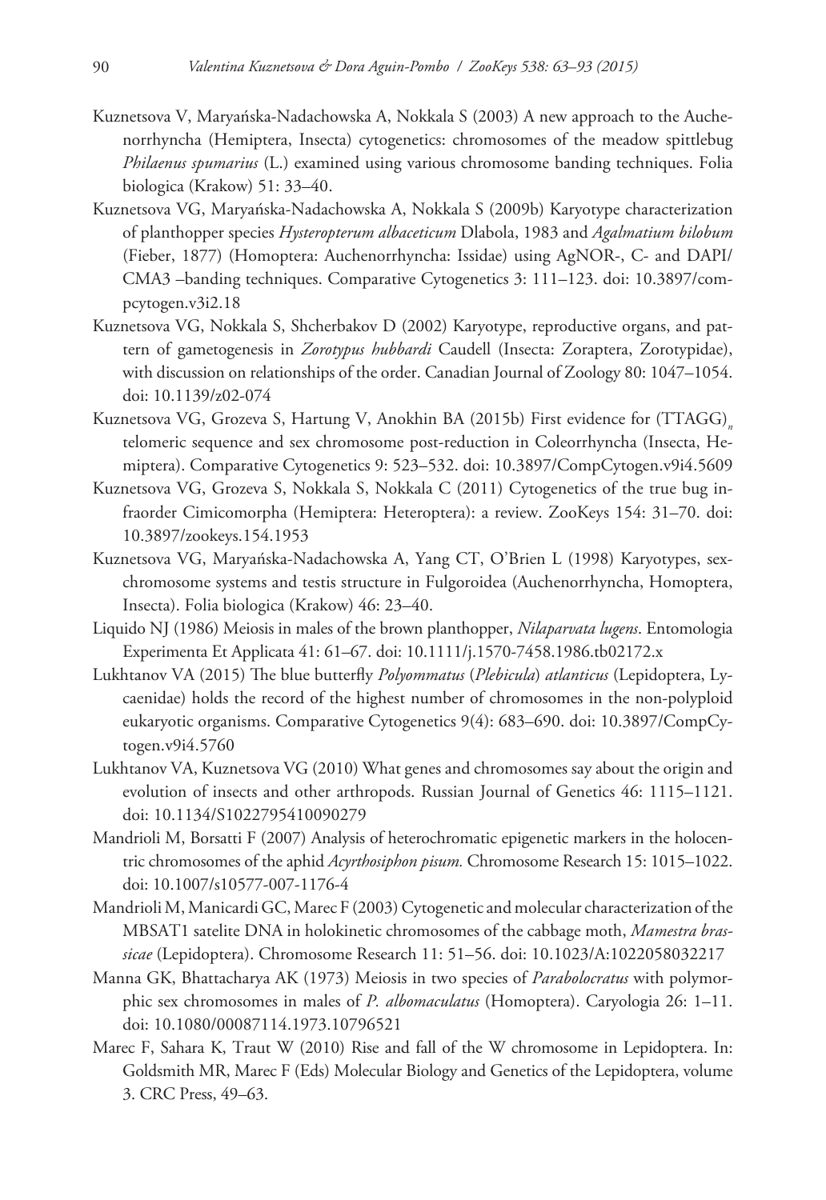Kuznetsova V, Maryańska-Nadachowska A, Nokkala S (2003) A new approach to the Auchenorrhyncha (Hemiptera, Insecta) cytogenetics: chromosomes of the meadow spittlebug *Philaenus spumarius* (L.) examined using various chromosome banding techniques. Folia biologica (Krakow) 51: 33–40.

Kuznetsova VG, Maryańska-Nadachowska A, Nokkala S (2009b) Karyotype characterization of planthopper species *Hysteropterum albaceticum* Dlabola, 1983 and *Agalmatium bilobum* (Fieber, 1877) (Homoptera: Auchenorrhyncha: Issidae) using AgNOR-, C- and DAPI/CMA3 –banding techniques. Comparative Cytogenetics 3: 111–123. doi: 10.3897/compcytogen.v3i2.18

Kuznetsova VG, Nokkala S, Shcherbakov D (2002) Karyotype, reproductive organs, and pattern of gametogenesis in *Zorotypus hubbardi* Caudell (Insecta: Zoraptera, Zorotypidae), with discussion on relationships of the order. Canadian Journal of Zoology 80: 1047–1054. doi: 10.1139/z02-074

Kuznetsova VG, Grozeva S, Hartung V, Anokhin BA (2015b) First evidence for $(TTAGG)_n$ telomeric sequence and sex chromosome post-reduction in Coleorrhyncha (Insecta, Hemiptera). Comparative Cytogenetics 9: 523–532. doi: 10.3897/CompCytogen.v9i4.5609

Kuznetsova VG, Grozeva S, Nokkala S, Nokkala C (2011) Cytogenetics of the true bug infraorder Cimicomorpha (Hemiptera: Heteroptera): a review. ZooKeys 154: 31–70. doi: 10.3897/zookeys.154.1953

Kuznetsova VG, Maryańska-Nadachowska A, Yang CT, O'Brien L (1998) Karyotypes, sex-chromosome systems and testis structure in Fulgoroidea (Auchenorrhyncha, Homoptera, Insecta). Folia biologica (Krakow) 46: 23–40.

Liquido NJ (1986) Meiosis in males of the brown planthopper, *Nilaparvata lugens*. Entomologia Experimenta Et Applicata 41: 61–67. doi: 10.1111/j.1570-7458.1986.tb02172.x

Lukhtanov VA (2015) The blue butterfly *Polyommatus* (*Plebicula*) *atlanticus* (Lepidoptera, Lycaenidae) holds the record of the highest number of chromosomes in the non-polyploid eukaryotic organisms. Comparative Cytogenetics 9(4): 683–690. doi: 10.3897/CompCytogen.v9i4.5760

Lukhtanov VA, Kuznetsova VG (2010) What genes and chromosomes say about the origin and evolution of insects and other arthropods. Russian Journal of Genetics 46: 1115–1121. doi: 10.1134/S1022795410090279

Mandrioli M, Borsatti F (2007) Analysis of heterochromatic epigenetic markers in the holocentric chromosomes of the aphid *Acyrthosiphon pisum.* Chromosome Research 15: 1015–1022. doi: 10.1007/s10577-007-1176-4

Mandrioli M, Manicardi GC, Marec F (2003) Cytogenetic and molecular characterization of the MBSAT1 satelite DNA in holokinetic chromosomes of the cabbage moth, *Mamestra brassicae* (Lepidoptera). Chromosome Research 11: 51–56. doi: 10.1023/A:1022058032217

Manna GK, Bhattacharya AK (1973) Meiosis in two species of *Parabolocratus* with polymorphic sex chromosomes in males of *P. albomaculatus* (Homoptera). Caryologia 26: 1–11. doi: 10.1080/00087114.1973.10796521

Marec F, Sahara K, Traut W (2010) Rise and fall of the W chromosome in Lepidoptera. In: Goldsmith MR, Marec F (Eds) Molecular Biology and Genetics of the Lepidoptera, volume 3. CRC Press, 49–63.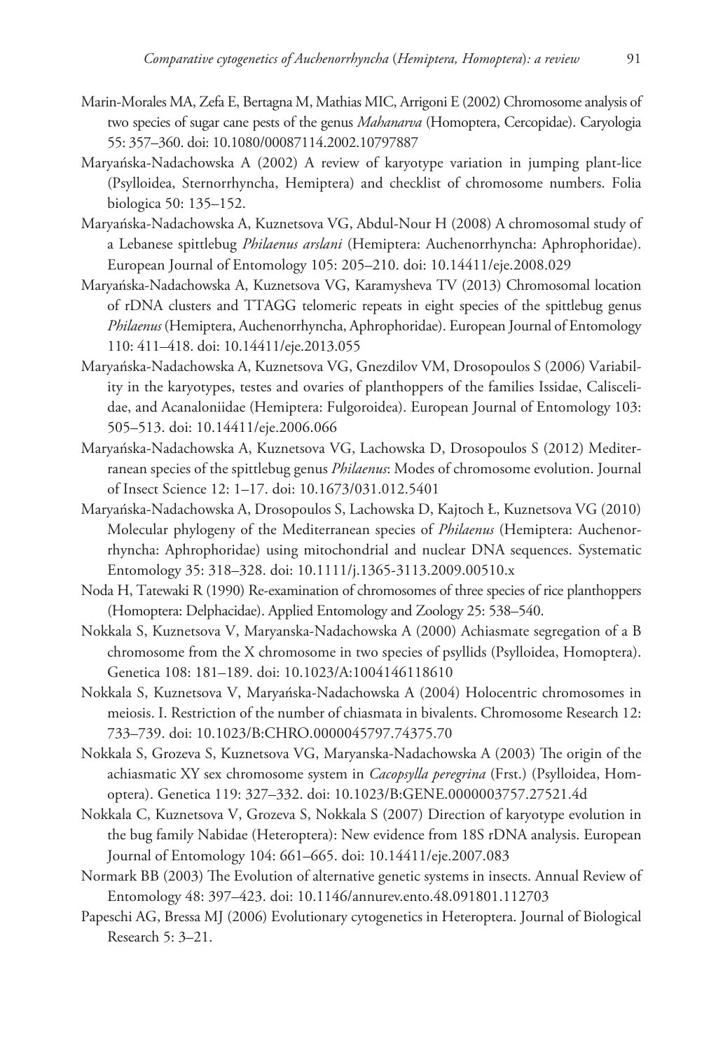Marin-Morales MA, Zefa E, Bertagna M, Mathias MIC, Arrigoni E (2002) Chromosome analysis of two species of sugar cane pests of the genus *Mahanarva* (Homoptera, Cercopidae). Caryologia 55: 357–360. doi: 10.1080/00087114.2002.10797887

Maryańska-Nadachowska A (2002) A review of karyotype variation in jumping plant-lice (Psylloidea, Sternorrhyncha, Hemiptera) and checklist of chromosome numbers. Folia biologica 50: 135–152.

Maryańska-Nadachowska A, Kuznetsova VG, Abdul-Nour H (2008) A chromosomal study of a Lebanese spittlebug *Philaenus arslani* (Hemiptera: Auchenorrhyncha: Aphrophoridae). European Journal of Entomology 105: 205–210. doi: 10.14411/eje.2008.029

Maryańska-Nadachowska A, Kuznetsova VG, Karamysheva TV (2013) Chromosomal location of rDNA clusters and TTAGG telomeric repeats in eight species of the spittlebug genus *Philaenus* (Hemiptera, Auchenorrhyncha, Aphrophoridae). European Journal of Entomology 110: 411–418. doi: 10.14411/eje.2013.055

Maryańska-Nadachowska A, Kuznetsova VG, Gnezdilov VM, Drosopoulos S (2006) Variability in the karyotypes, testes and ovaries of planthoppers of the families Issidae, Caliscelidae, and Acanaloniidae (Hemiptera: Fulgoroidea). European Journal of Entomology 103: 505–513. doi: 10.14411/eje.2006.066

Maryańska-Nadachowska A, Kuznetsova VG, Lachowska D, Drosopoulos S (2012) Mediterranean species of the spittlebug genus *Philaenus*: Modes of chromosome evolution. Journal of Insect Science 12: 1–17. doi: 10.1673/031.012.5401

Maryańska-Nadachowska A, Drosopoulos S, Lachowska D, Kajtoch Ł, Kuznetsova VG (2010) Molecular phylogeny of the Mediterranean species of *Philaenus* (Hemiptera: Auchenorrhyncha: Aphrophoridae) using mitochondrial and nuclear DNA sequences. Systematic Entomology 35: 318–328. doi: 10.1111/j.1365-3113.2009.00510.x

Noda H, Tatewaki R (1990) Re-examination of chromosomes of three species of rice planthoppers (Homoptera: Delphacidae). Applied Entomology and Zoology 25: 538–540.

Nokkala S, Kuznetsova V, Maryanska-Nadachowska A (2000) Achiasmate segregation of a B chromosome from the X chromosome in two species of psyllids (Psylloidea, Homoptera). Genetica 108: 181–189. doi: 10.1023/A:1004146118610

Nokkala S, Kuznetsova V, Maryańska-Nadachowska A (2004) Holocentric chromosomes in meiosis. I. Restriction of the number of chiasmata in bivalents. Chromosome Research 12: 733–739. doi: 10.1023/B:CHRO.0000045797.74375.70

Nokkala S, Grozeva S, Kuznetsova VG, Maryanska-Nadachowska A (2003) The origin of the achiasmatic XY sex chromosome system in *Cacopsylla peregrina* (Frst.) (Psylloidea, Homoptera). Genetica 119: 327–332. doi: 10.1023/B:GENE.0000003757.27521.4d

Nokkala C, Kuznetsova V, Grozeva S, Nokkala S (2007) Direction of karyotype evolution in the bug family Nabidae (Heteroptera): New evidence from 18S rDNA analysis. European Journal of Entomology 104: 661–665. doi: 10.14411/eje.2007.083

Normark BB (2003) The Evolution of alternative genetic systems in insects. Annual Review of Entomology 48: 397–423. doi: 10.1146/annurev.ento.48.091801.112703

Papeschi AG, Bressa MJ (2006) Evolutionary cytogenetics in Heteroptera. Journal of Biological Research 5: 3–21.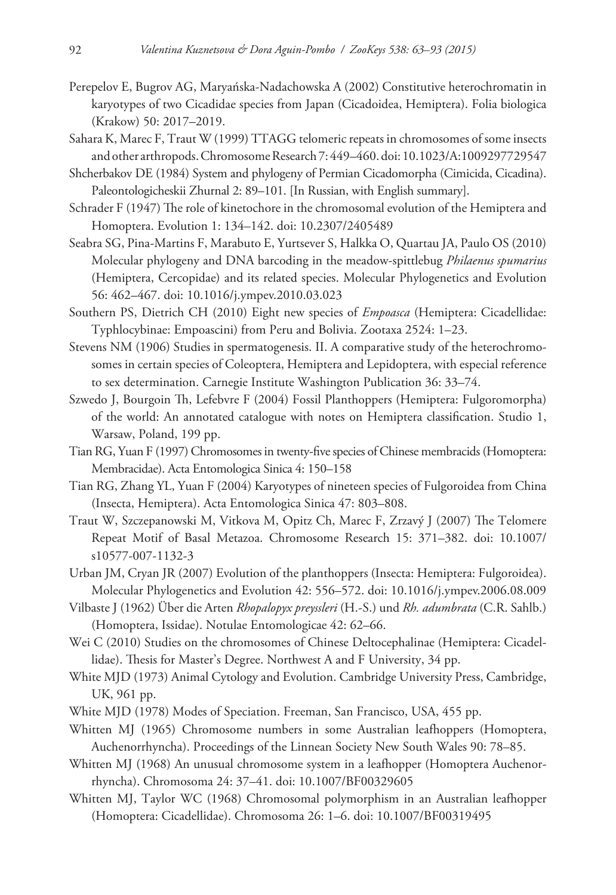Perepelov E, Bugrov AG, Maryańska-Nadachowska A (2002) Constitutive heterochromatin in karyotypes of two Cicadidae species from Japan (Cicadoidea, Hemiptera). Folia biologica (Krakow) 50: 2017–2019.

Sahara K, Marec F, Traut W (1999) TTAGG telomeric repeats in chromosomes of some insects and other arthropods. Chromosome Research 7: 449–460. doi: 10.1023/A:1009297729547

Shcherbakov DE (1984) System and phylogeny of Permian Cicadomorpha (Cimicida, Cicadina). Paleontologicheskii Zhurnal 2: 89–101. [In Russian, with English summary].

Schrader F (1947) The role of kinetochore in the chromosomal evolution of the Hemiptera and Homoptera. Evolution 1: 134–142. doi: 10.2307/2405489

Seabra SG, Pina-Martins F, Marabuto E, Yurtsever S, Halkka O, Quartau JA, Paulo OS (2010) Molecular phylogeny and DNA barcoding in the meadow-spittlebug *Philaenus spumarius* (Hemiptera, Cercopidae) and its related species. Molecular Phylogenetics and Evolution 56: 462–467. doi: 10.1016/j.ympev.2010.03.023

Southern PS, Dietrich CH (2010) Eight new species of *Empoasca* (Hemiptera: Cicadellidae: Typhlocybinae: Empoascini) from Peru and Bolivia. Zootaxa 2524: 1–23.

Stevens NM (1906) Studies in spermatogenesis. II. A comparative study of the heterochromosomes in certain species of Coleoptera, Hemiptera and Lepidoptera, with especial reference to sex determination. Carnegie Institute Washington Publication 36: 33–74.

Szwedo J, Bourgoin Th, Lefebvre F (2004) Fossil Planthoppers (Hemiptera: Fulgoromorpha) of the world: An annotated catalogue with notes on Hemiptera classification. Studio 1, Warsaw, Poland, 199 pp.

Tian RG, Yuan F (1997) Chromosomes in twenty-five species of Chinese membracids (Homoptera: Membracidae). Acta Entomologica Sinica 4: 150–158

Tian RG, Zhang YL, Yuan F (2004) Karyotypes of nineteen species of Fulgoroidea from China (Insecta, Hemiptera). Acta Entomologica Sinica 47: 803–808.

Traut W, Szczepanowski M, Vitkova M, Opitz Ch, Marec F, Zrzavý J (2007) The Telomere Repeat Motif of Basal Metazoa. Chromosome Research 15: 371–382. doi: 10.1007/s10577-007-1132-3

Urban JM, Cryan JR (2007) Evolution of the planthoppers (Insecta: Hemiptera: Fulgoroidea). Molecular Phylogenetics and Evolution 42: 556–572. doi: 10.1016/j.ympev.2006.08.009

Vilbaste J (1962) Über die Arten *Rhopalopyx preyssleri* (H.-S.) und *Rh. adumbrata* (C.R. Sahlb.) (Homoptera, Issidae). Notulae Entomologicae 42: 62–66.

Wei C (2010) Studies on the chromosomes of Chinese Deltocephalinae (Hemiptera: Cicadellidae). Thesis for Master's Degree. Northwest A and F University, 34 pp.

White MJD (1973) Animal Cytology and Evolution. Cambridge University Press, Cambridge, UK, 961 pp.

White MJD (1978) Modes of Speciation. Freeman, San Francisco, USA, 455 pp.

Whitten MJ (1965) Chromosome numbers in some Australian leafhoppers (Homoptera, Auchenorrhyncha). Proceedings of the Linnean Society New South Wales 90: 78–85.

Whitten MJ (1968) An unusual chromosome system in a leafhopper (Homoptera Auchenorrhyncha). Chromosoma 24: 37–41. doi: 10.1007/BF00329605

Whitten MJ, Taylor WC (1968) Chromosomal polymorphism in an Australian leafhopper (Homoptera: Cicadellidae). Chromosoma 26: 1–6. doi: 10.1007/BF00319495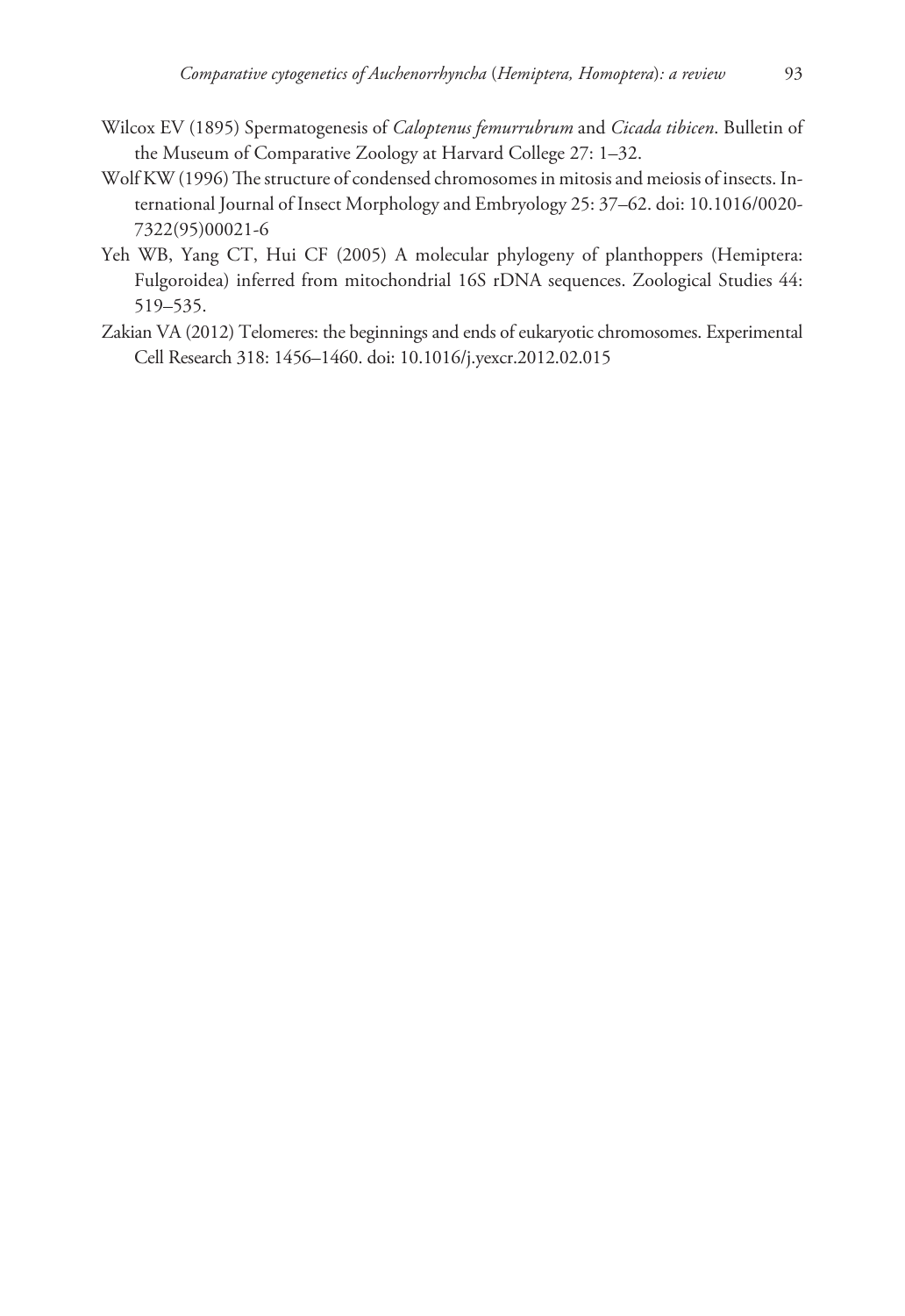Wilcox EV (1895) Spermatogenesis of *Caloptenus femurrubrum* and *Cicada tibicen*. Bulletin of the Museum of Comparative Zoology at Harvard College 27: 1–32.

Wolf KW (1996) The structure of condensed chromosomes in mitosis and meiosis of insects. International Journal of Insect Morphology and Embryology 25: 37–62. doi: 10.1016/0020-7322(95)00021-6

Yeh WB, Yang CT, Hui CF (2005) A molecular phylogeny of planthoppers (Hemiptera: Fulgoroidea) inferred from mitochondrial 16S rDNA sequences. Zoological Studies 44: 519–535.

Zakian VA (2012) Telomeres: the beginnings and ends of eukaryotic chromosomes. Experimental Cell Research 318: 1456–1460. doi: 10.1016/j.yexcr.2012.02.015